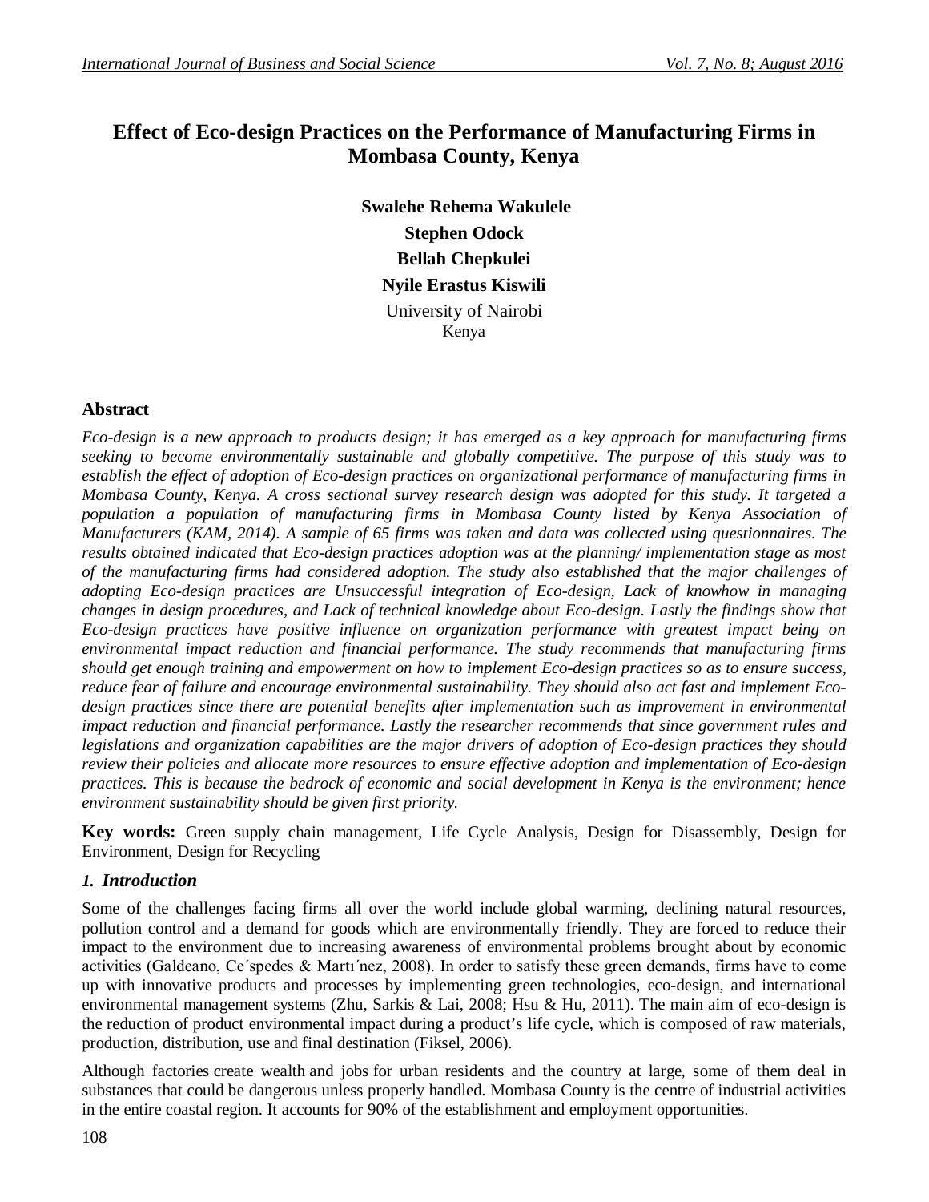# Effect of Eco-design Practices on the Performance of Manufacturing Firms in Mombasa County, Kenya

**Swalehe Rehema Wakulele**
**Stephen Odock**
**Bellah Chepkulei**
**Nyile Erastus Kiswili**
University of Nairobi
Kenya

## Abstract

*Eco-design is a new approach to products design; it has emerged as a key approach for manufacturing firms seeking to become environmentally sustainable and globally competitive. The purpose of this study was to establish the effect of adoption of Eco-design practices on organizational performance of manufacturing firms in Mombasa County, Kenya. A cross sectional survey research design was adopted for this study. It targeted a population a population of manufacturing firms in Mombasa County listed by Kenya Association of Manufacturers (KAM, 2014). A sample of 65 firms was taken and data was collected using questionnaires. The results obtained indicated that Eco-design practices adoption was at the planning/ implementation stage as most of the manufacturing firms had considered adoption. The study also established that the major challenges of adopting Eco-design practices are Unsuccessful integration of Eco-design, Lack of knowhow in managing changes in design procedures, and Lack of technical knowledge about Eco-design. Lastly the findings show that Eco-design practices have positive influence on organization performance with greatest impact being on environmental impact reduction and financial performance. The study recommends that manufacturing firms should get enough training and empowerment on how to implement Eco-design practices so as to ensure success, reduce fear of failure and encourage environmental sustainability. They should also act fast and implement Eco-design practices since there are potential benefits after implementation such as improvement in environmental impact reduction and financial performance. Lastly the researcher recommends that since government rules and legislations and organization capabilities are the major drivers of adoption of Eco-design practices they should review their policies and allocate more resources to ensure effective adoption and implementation of Eco-design practices. This is because the bedrock of economic and social development in Kenya is the environment; hence environment sustainability should be given first priority.*

**Key words:** Green supply chain management, Life Cycle Analysis, Design for Disassembly, Design for Environment, Design for Recycling

## *1. Introduction*

Some of the challenges facing firms all over the world include global warming, declining natural resources, pollution control and a demand for goods which are environmentally friendly. They are forced to reduce their impact to the environment due to increasing awareness of environmental problems brought about by economic activities (Galdeano, Ce´spedes & Martı´nez, 2008). In order to satisfy these green demands, firms have to come up with innovative products and processes by implementing green technologies, eco-design, and international environmental management systems (Zhu, Sarkis & Lai, 2008; Hsu & Hu, 2011). The main aim of eco-design is the reduction of product environmental impact during a product's life cycle, which is composed of raw materials, production, distribution, use and final destination (Fiksel, 2006).

Although factories create wealth and jobs for urban residents and the country at large, some of them deal in substances that could be dangerous unless properly handled. Mombasa County is the centre of industrial activities in the entire coastal region. It accounts for 90% of the establishment and employment opportunities.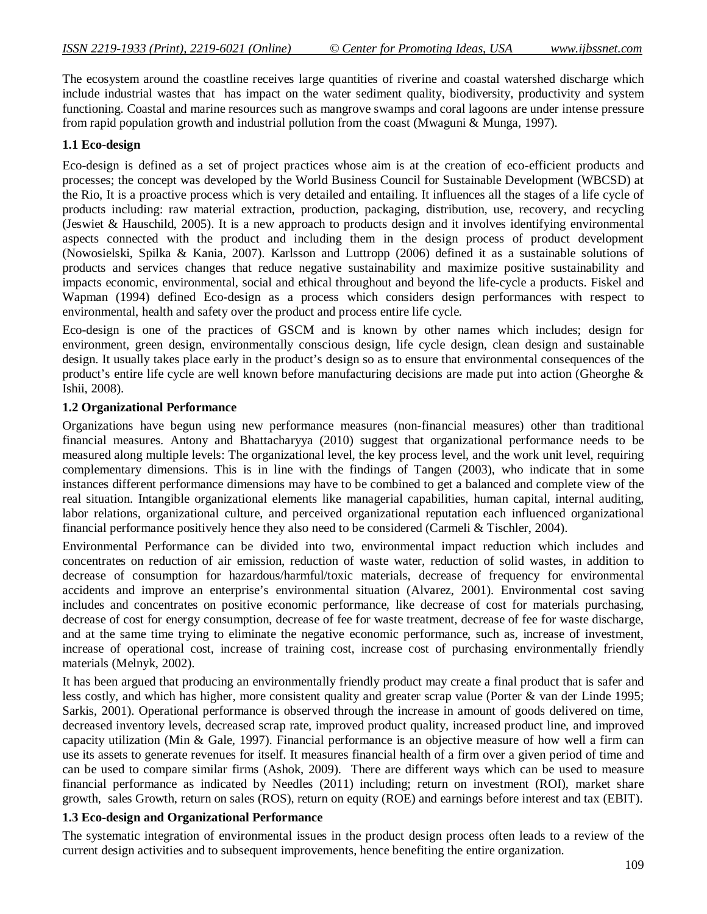The ecosystem around the coastline receives large quantities of riverine and coastal watershed discharge which include industrial wastes that has impact on the water sediment quality, biodiversity, productivity and system functioning. Coastal and marine resources such as mangrove swamps and coral lagoons are under intense pressure from rapid population growth and industrial pollution from the coast (Mwaguni & Munga, 1997).

### 1.1 Eco-design

Eco-design is defined as a set of project practices whose aim is at the creation of eco-efficient products and processes; the concept was developed by the World Business Council for Sustainable Development (WBCSD) at the Rio, It is a proactive process which is very detailed and entailing. It influences all the stages of a life cycle of products including: raw material extraction, production, packaging, distribution, use, recovery, and recycling (Jeswiet & Hauschild, 2005). It is a new approach to products design and it involves identifying environmental aspects connected with the product and including them in the design process of product development (Nowosielski, Spilka & Kania, 2007). Karlsson and Luttropp (2006) defined it as a sustainable solutions of products and services changes that reduce negative sustainability and maximize positive sustainability and impacts economic, environmental, social and ethical throughout and beyond the life-cycle a products. Fiskel and Wapman (1994) defined Eco-design as a process which considers design performances with respect to environmental, health and safety over the product and process entire life cycle.

Eco-design is one of the practices of GSCM and is known by other names which includes; design for environment, green design, environmentally conscious design, life cycle design, clean design and sustainable design. It usually takes place early in the product's design so as to ensure that environmental consequences of the product's entire life cycle are well known before manufacturing decisions are made put into action (Gheorghe & Ishii, 2008).

### 1.2 Organizational Performance

Organizations have begun using new performance measures (non-financial measures) other than traditional financial measures. Antony and Bhattacharyya (2010) suggest that organizational performance needs to be measured along multiple levels: The organizational level, the key process level, and the work unit level, requiring complementary dimensions. This is in line with the findings of Tangen (2003), who indicate that in some instances different performance dimensions may have to be combined to get a balanced and complete view of the real situation. Intangible organizational elements like managerial capabilities, human capital, internal auditing, labor relations, organizational culture, and perceived organizational reputation each influenced organizational financial performance positively hence they also need to be considered (Carmeli & Tischler, 2004).

Environmental Performance can be divided into two, environmental impact reduction which includes and concentrates on reduction of air emission, reduction of waste water, reduction of solid wastes, in addition to decrease of consumption for hazardous/harmful/toxic materials, decrease of frequency for environmental accidents and improve an enterprise's environmental situation (Alvarez, 2001). Environmental cost saving includes and concentrates on positive economic performance, like decrease of cost for materials purchasing, decrease of cost for energy consumption, decrease of fee for waste treatment, decrease of fee for waste discharge, and at the same time trying to eliminate the negative economic performance, such as, increase of investment, increase of operational cost, increase of training cost, increase cost of purchasing environmentally friendly materials (Melnyk, 2002).

It has been argued that producing an environmentally friendly product may create a final product that is safer and less costly, and which has higher, more consistent quality and greater scrap value (Porter & van der Linde 1995; Sarkis, 2001). Operational performance is observed through the increase in amount of goods delivered on time, decreased inventory levels, decreased scrap rate, improved product quality, increased product line, and improved capacity utilization (Min & Gale, 1997). Financial performance is an objective measure of how well a firm can use its assets to generate revenues for itself. It measures financial health of a firm over a given period of time and can be used to compare similar firms (Ashok, 2009). There are different ways which can be used to measure financial performance as indicated by Needles (2011) including; return on investment (ROI), market share growth, sales Growth, return on sales (ROS), return on equity (ROE) and earnings before interest and tax (EBIT).

### 1.3 Eco-design and Organizational Performance

The systematic integration of environmental issues in the product design process often leads to a review of the current design activities and to subsequent improvements, hence benefiting the entire organization.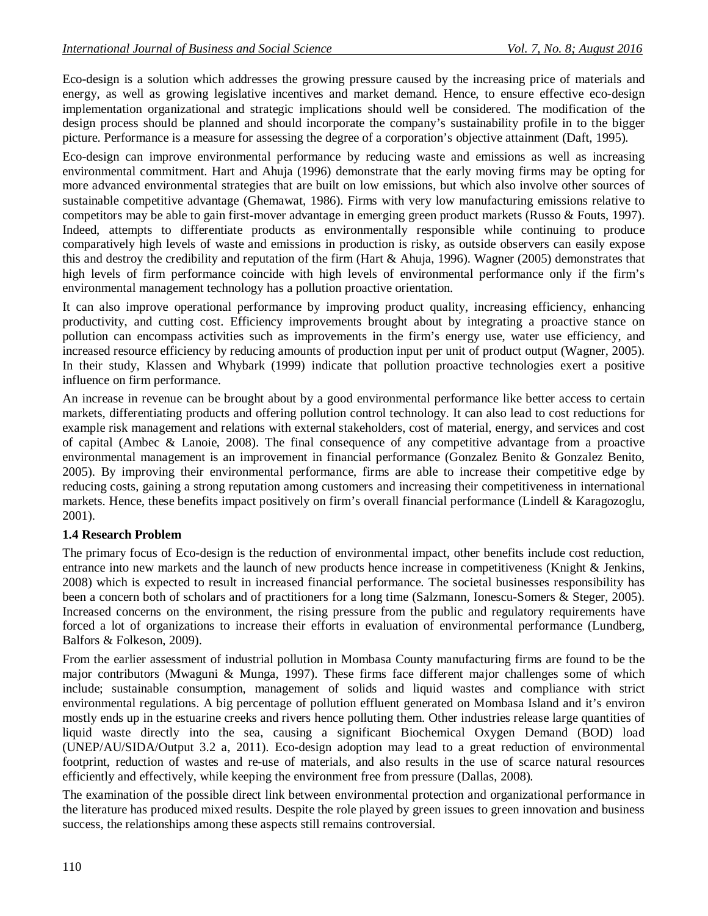Eco-design is a solution which addresses the growing pressure caused by the increasing price of materials and energy, as well as growing legislative incentives and market demand. Hence, to ensure effective eco-design implementation organizational and strategic implications should well be considered. The modification of the design process should be planned and should incorporate the company's sustainability profile in to the bigger picture. Performance is a measure for assessing the degree of a corporation's objective attainment (Daft, 1995).

Eco-design can improve environmental performance by reducing waste and emissions as well as increasing environmental commitment. Hart and Ahuja (1996) demonstrate that the early moving firms may be opting for more advanced environmental strategies that are built on low emissions, but which also involve other sources of sustainable competitive advantage (Ghemawat, 1986). Firms with very low manufacturing emissions relative to competitors may be able to gain first-mover advantage in emerging green product markets (Russo & Fouts, 1997). Indeed, attempts to differentiate products as environmentally responsible while continuing to produce comparatively high levels of waste and emissions in production is risky, as outside observers can easily expose this and destroy the credibility and reputation of the firm (Hart & Ahuja, 1996). Wagner (2005) demonstrates that high levels of firm performance coincide with high levels of environmental performance only if the firm's environmental management technology has a pollution proactive orientation.

It can also improve operational performance by improving product quality, increasing efficiency, enhancing productivity, and cutting cost. Efficiency improvements brought about by integrating a proactive stance on pollution can encompass activities such as improvements in the firm's energy use, water use efficiency, and increased resource efficiency by reducing amounts of production input per unit of product output (Wagner, 2005). In their study, Klassen and Whybark (1999) indicate that pollution proactive technologies exert a positive influence on firm performance.

An increase in revenue can be brought about by a good environmental performance like better access to certain markets, differentiating products and offering pollution control technology. It can also lead to cost reductions for example risk management and relations with external stakeholders, cost of material, energy, and services and cost of capital (Ambec & Lanoie, 2008). The final consequence of any competitive advantage from a proactive environmental management is an improvement in financial performance (Gonzalez Benito & Gonzalez Benito, 2005). By improving their environmental performance, firms are able to increase their competitive edge by reducing costs, gaining a strong reputation among customers and increasing their competitiveness in international markets. Hence, these benefits impact positively on firm's overall financial performance (Lindell & Karagozoglu, 2001).

### 1.4 Research Problem

The primary focus of Eco-design is the reduction of environmental impact, other benefits include cost reduction, entrance into new markets and the launch of new products hence increase in competitiveness (Knight & Jenkins, 2008) which is expected to result in increased financial performance. The societal businesses responsibility has been a concern both of scholars and of practitioners for a long time (Salzmann, Ionescu-Somers & Steger, 2005). Increased concerns on the environment, the rising pressure from the public and regulatory requirements have forced a lot of organizations to increase their efforts in evaluation of environmental performance (Lundberg, Balfors & Folkeson, 2009).

From the earlier assessment of industrial pollution in Mombasa County manufacturing firms are found to be the major contributors (Mwaguni & Munga, 1997). These firms face different major challenges some of which include; sustainable consumption, management of solids and liquid wastes and compliance with strict environmental regulations. A big percentage of pollution effluent generated on Mombasa Island and it's environ mostly ends up in the estuarine creeks and rivers hence polluting them. Other industries release large quantities of liquid waste directly into the sea, causing a significant Biochemical Oxygen Demand (BOD) load (UNEP/AU/SIDA/Output 3.2 a, 2011). Eco-design adoption may lead to a great reduction of environmental footprint, reduction of wastes and re-use of materials, and also results in the use of scarce natural resources efficiently and effectively, while keeping the environment free from pressure (Dallas, 2008).

The examination of the possible direct link between environmental protection and organizational performance in the literature has produced mixed results. Despite the role played by green issues to green innovation and business success, the relationships among these aspects still remains controversial.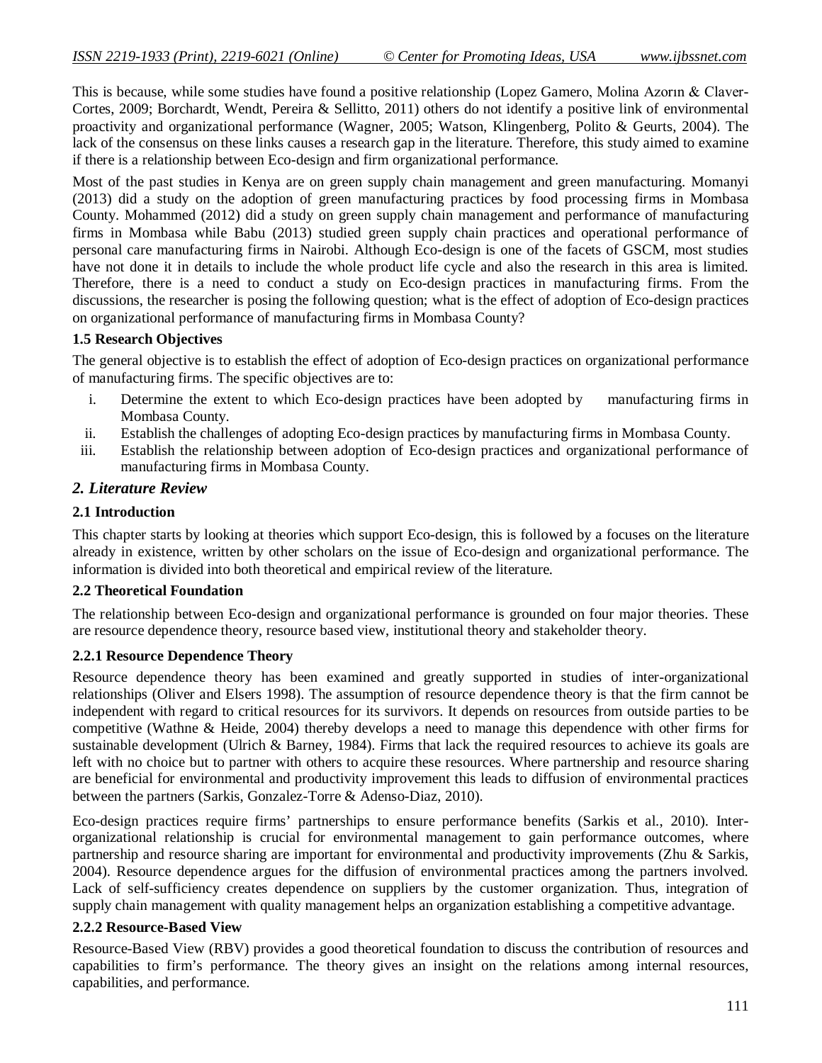This is because, while some studies have found a positive relationship (Lopez Gamero, Molina Azorın & Claver-Cortes, 2009; Borchardt, Wendt, Pereira & Sellitto, 2011) others do not identify a positive link of environmental proactivity and organizational performance (Wagner, 2005; Watson, Klingenberg, Polito & Geurts, 2004). The lack of the consensus on these links causes a research gap in the literature. Therefore, this study aimed to examine if there is a relationship between Eco-design and firm organizational performance.

Most of the past studies in Kenya are on green supply chain management and green manufacturing. Momanyi (2013) did a study on the adoption of green manufacturing practices by food processing firms in Mombasa County. Mohammed (2012) did a study on green supply chain management and performance of manufacturing firms in Mombasa while Babu (2013) studied green supply chain practices and operational performance of personal care manufacturing firms in Nairobi. Although Eco-design is one of the facets of GSCM, most studies have not done it in details to include the whole product life cycle and also the research in this area is limited. Therefore, there is a need to conduct a study on Eco-design practices in manufacturing firms. From the discussions, the researcher is posing the following question; what is the effect of adoption of Eco-design practices on organizational performance of manufacturing firms in Mombasa County?

### 1.5 Research Objectives

The general objective is to establish the effect of adoption of Eco-design practices on organizational performance of manufacturing firms. The specific objectives are to:

i. Determine the extent to which Eco-design practices have been adopted by manufacturing firms in Mombasa County.
ii. Establish the challenges of adopting Eco-design practices by manufacturing firms in Mombasa County.
iii. Establish the relationship between adoption of Eco-design practices and organizational performance of manufacturing firms in Mombasa County.

## *2. Literature Review*

### 2.1 Introduction

This chapter starts by looking at theories which support Eco-design, this is followed by a focuses on the literature already in existence, written by other scholars on the issue of Eco-design and organizational performance. The information is divided into both theoretical and empirical review of the literature.

### 2.2 Theoretical Foundation

The relationship between Eco-design and organizational performance is grounded on four major theories. These are resource dependence theory, resource based view, institutional theory and stakeholder theory.

#### 2.2.1 Resource Dependence Theory

Resource dependence theory has been examined and greatly supported in studies of inter-organizational relationships (Oliver and Elsers 1998). The assumption of resource dependence theory is that the firm cannot be independent with regard to critical resources for its survivors. It depends on resources from outside parties to be competitive (Wathne & Heide, 2004) thereby develops a need to manage this dependence with other firms for sustainable development (Ulrich & Barney, 1984). Firms that lack the required resources to achieve its goals are left with no choice but to partner with others to acquire these resources. Where partnership and resource sharing are beneficial for environmental and productivity improvement this leads to diffusion of environmental practices between the partners (Sarkis, Gonzalez-Torre & Adenso-Diaz, 2010).

Eco-design practices require firms' partnerships to ensure performance benefits (Sarkis et al., 2010). Inter-organizational relationship is crucial for environmental management to gain performance outcomes, where partnership and resource sharing are important for environmental and productivity improvements (Zhu & Sarkis, 2004). Resource dependence argues for the diffusion of environmental practices among the partners involved. Lack of self-sufficiency creates dependence on suppliers by the customer organization. Thus, integration of supply chain management with quality management helps an organization establishing a competitive advantage.

#### 2.2.2 Resource-Based View

Resource-Based View (RBV) provides a good theoretical foundation to discuss the contribution of resources and capabilities to firm's performance. The theory gives an insight on the relations among internal resources, capabilities, and performance.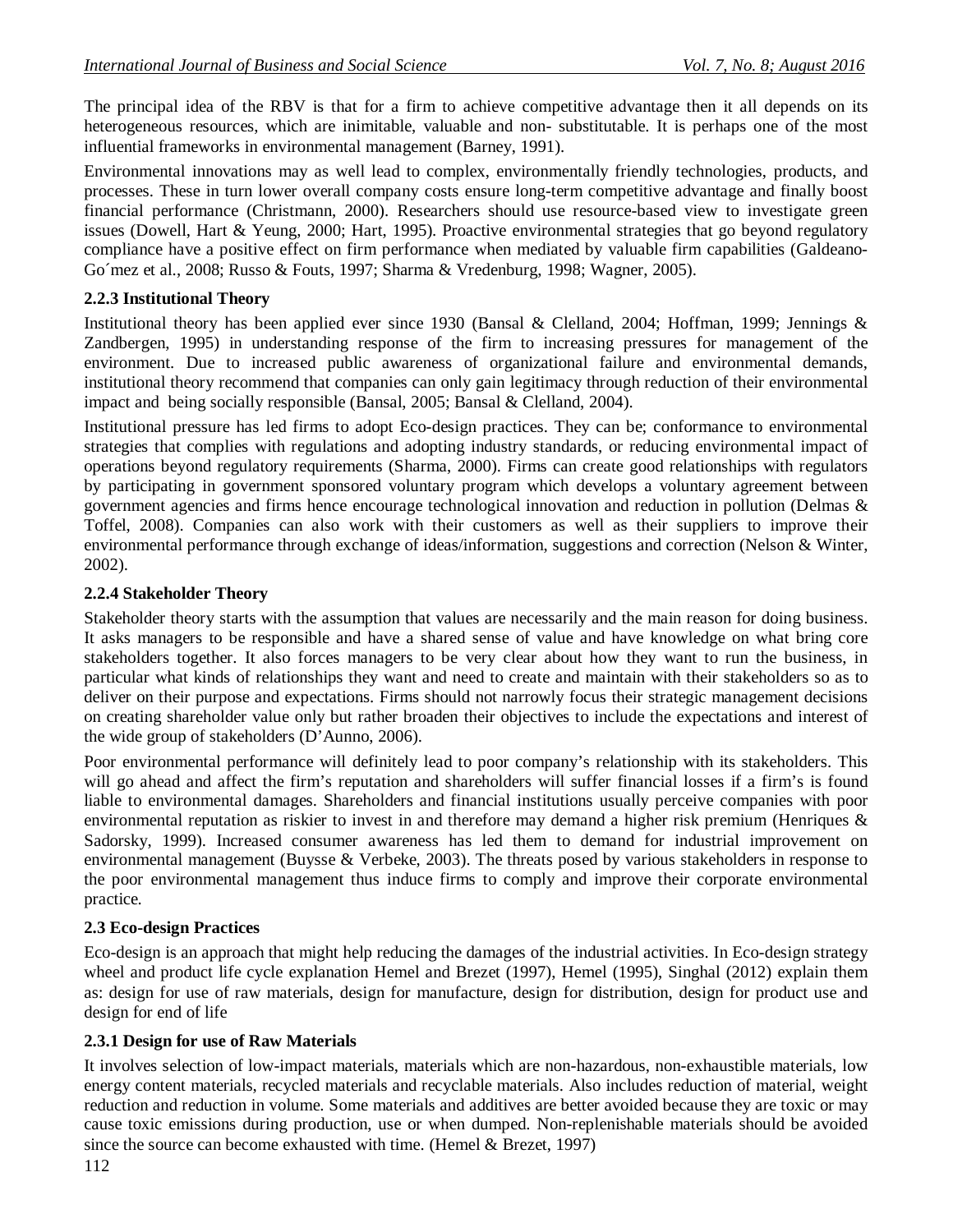The principal idea of the RBV is that for a firm to achieve competitive advantage then it all depends on its heterogeneous resources, which are inimitable, valuable and non- substitutable. It is perhaps one of the most influential frameworks in environmental management (Barney, 1991).

Environmental innovations may as well lead to complex, environmentally friendly technologies, products, and processes. These in turn lower overall company costs ensure long-term competitive advantage and finally boost financial performance (Christmann, 2000). Researchers should use resource-based view to investigate green issues (Dowell, Hart & Yeung, 2000; Hart, 1995). Proactive environmental strategies that go beyond regulatory compliance have a positive effect on firm performance when mediated by valuable firm capabilities (Galdeano-Go´mez et al., 2008; Russo & Fouts, 1997; Sharma & Vredenburg, 1998; Wagner, 2005).

### 2.2.3 Institutional Theory

Institutional theory has been applied ever since 1930 (Bansal & Clelland, 2004; Hoffman, 1999; Jennings & Zandbergen, 1995) in understanding response of the firm to increasing pressures for management of the environment. Due to increased public awareness of organizational failure and environmental demands, institutional theory recommend that companies can only gain legitimacy through reduction of their environmental impact and being socially responsible (Bansal, 2005; Bansal & Clelland, 2004).

Institutional pressure has led firms to adopt Eco-design practices. They can be; conformance to environmental strategies that complies with regulations and adopting industry standards, or reducing environmental impact of operations beyond regulatory requirements (Sharma, 2000). Firms can create good relationships with regulators by participating in government sponsored voluntary program which develops a voluntary agreement between government agencies and firms hence encourage technological innovation and reduction in pollution (Delmas & Toffel, 2008). Companies can also work with their customers as well as their suppliers to improve their environmental performance through exchange of ideas/information, suggestions and correction (Nelson & Winter, 2002).

### 2.2.4 Stakeholder Theory

Stakeholder theory starts with the assumption that values are necessarily and the main reason for doing business. It asks managers to be responsible and have a shared sense of value and have knowledge on what bring core stakeholders together. It also forces managers to be very clear about how they want to run the business, in particular what kinds of relationships they want and need to create and maintain with their stakeholders so as to deliver on their purpose and expectations. Firms should not narrowly focus their strategic management decisions on creating shareholder value only but rather broaden their objectives to include the expectations and interest of the wide group of stakeholders (D'Aunno, 2006).

Poor environmental performance will definitely lead to poor company's relationship with its stakeholders. This will go ahead and affect the firm's reputation and shareholders will suffer financial losses if a firm's is found liable to environmental damages. Shareholders and financial institutions usually perceive companies with poor environmental reputation as riskier to invest in and therefore may demand a higher risk premium (Henriques & Sadorsky, 1999). Increased consumer awareness has led them to demand for industrial improvement on environmental management (Buysse & Verbeke, 2003). The threats posed by various stakeholders in response to the poor environmental management thus induce firms to comply and improve their corporate environmental practice.

## 2.3 Eco-design Practices

Eco-design is an approach that might help reducing the damages of the industrial activities. In Eco-design strategy wheel and product life cycle explanation Hemel and Brezet (1997), Hemel (1995), Singhal (2012) explain them as: design for use of raw materials, design for manufacture, design for distribution, design for product use and design for end of life

### 2.3.1 Design for use of Raw Materials

It involves selection of low-impact materials, materials which are non-hazardous, non-exhaustible materials, low energy content materials, recycled materials and recyclable materials. Also includes reduction of material, weight reduction and reduction in volume. Some materials and additives are better avoided because they are toxic or may cause toxic emissions during production, use or when dumped. Non-replenishable materials should be avoided since the source can become exhausted with time. (Hemel & Brezet, 1997)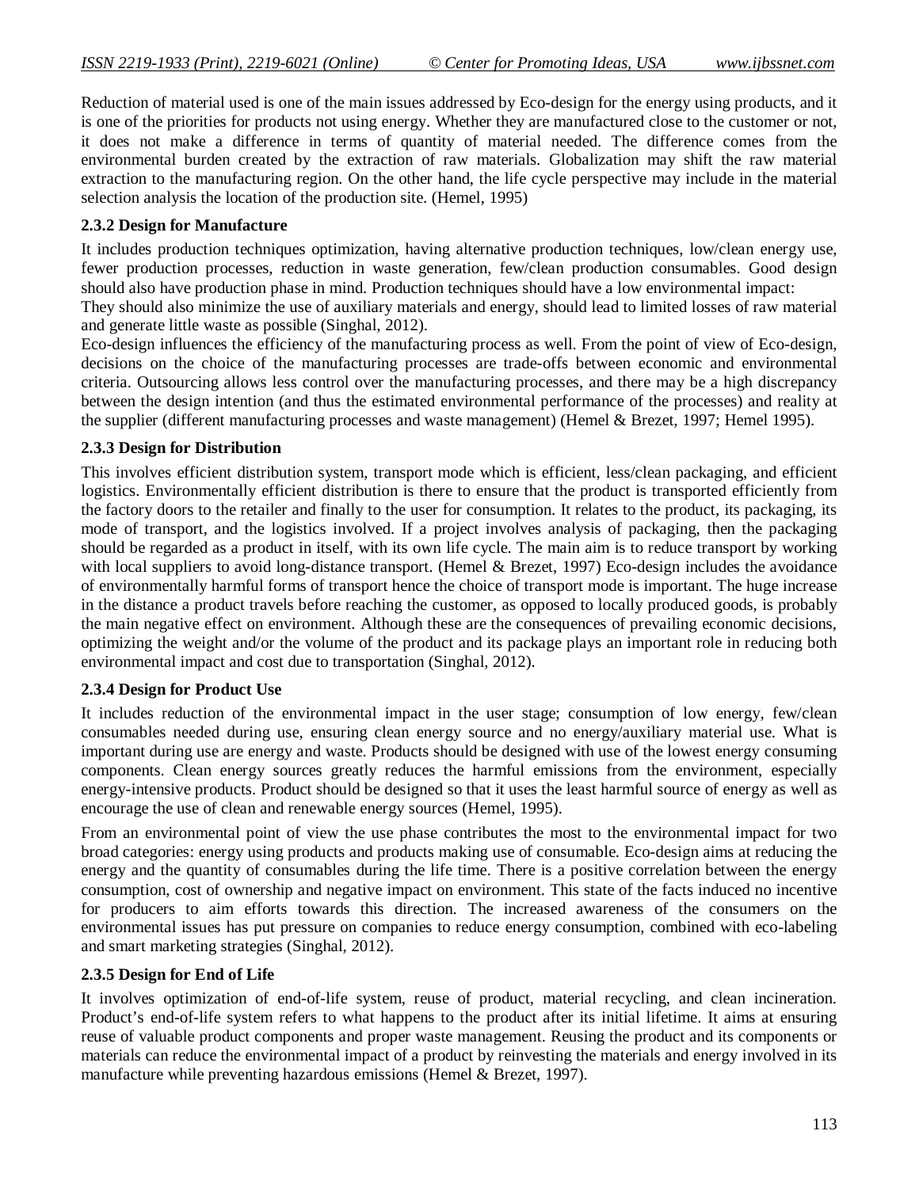Reduction of material used is one of the main issues addressed by Eco-design for the energy using products, and it is one of the priorities for products not using energy. Whether they are manufactured close to the customer or not, it does not make a difference in terms of quantity of material needed. The difference comes from the environmental burden created by the extraction of raw materials. Globalization may shift the raw material extraction to the manufacturing region. On the other hand, the life cycle perspective may include in the material selection analysis the location of the production site. (Hemel, 1995)

### 2.3.2 Design for Manufacture

It includes production techniques optimization, having alternative production techniques, low/clean energy use, fewer production processes, reduction in waste generation, few/clean production consumables. Good design should also have production phase in mind. Production techniques should have a low environmental impact:
They should also minimize the use of auxiliary materials and energy, should lead to limited losses of raw material and generate little waste as possible (Singhal, 2012).

Eco-design influences the efficiency of the manufacturing process as well. From the point of view of Eco-design, decisions on the choice of the manufacturing processes are trade-offs between economic and environmental criteria. Outsourcing allows less control over the manufacturing processes, and there may be a high discrepancy between the design intention (and thus the estimated environmental performance of the processes) and reality at the supplier (different manufacturing processes and waste management) (Hemel & Brezet, 1997; Hemel 1995).

### 2.3.3 Design for Distribution

This involves efficient distribution system, transport mode which is efficient, less/clean packaging, and efficient logistics. Environmentally efficient distribution is there to ensure that the product is transported efficiently from the factory doors to the retailer and finally to the user for consumption. It relates to the product, its packaging, its mode of transport, and the logistics involved. If a project involves analysis of packaging, then the packaging should be regarded as a product in itself, with its own life cycle. The main aim is to reduce transport by working with local suppliers to avoid long-distance transport. (Hemel & Brezet, 1997) Eco-design includes the avoidance of environmentally harmful forms of transport hence the choice of transport mode is important. The huge increase in the distance a product travels before reaching the customer, as opposed to locally produced goods, is probably the main negative effect on environment. Although these are the consequences of prevailing economic decisions, optimizing the weight and/or the volume of the product and its package plays an important role in reducing both environmental impact and cost due to transportation (Singhal, 2012).

### 2.3.4 Design for Product Use

It includes reduction of the environmental impact in the user stage; consumption of low energy, few/clean consumables needed during use, ensuring clean energy source and no energy/auxiliary material use. What is important during use are energy and waste. Products should be designed with use of the lowest energy consuming components. Clean energy sources greatly reduces the harmful emissions from the environment, especially energy-intensive products. Product should be designed so that it uses the least harmful source of energy as well as encourage the use of clean and renewable energy sources (Hemel, 1995).

From an environmental point of view the use phase contributes the most to the environmental impact for two broad categories: energy using products and products making use of consumable. Eco-design aims at reducing the energy and the quantity of consumables during the life time. There is a positive correlation between the energy consumption, cost of ownership and negative impact on environment. This state of the facts induced no incentive for producers to aim efforts towards this direction. The increased awareness of the consumers on the environmental issues has put pressure on companies to reduce energy consumption, combined with eco-labeling and smart marketing strategies (Singhal, 2012).

### 2.3.5 Design for End of Life

It involves optimization of end-of-life system, reuse of product, material recycling, and clean incineration. Product's end-of-life system refers to what happens to the product after its initial lifetime. It aims at ensuring reuse of valuable product components and proper waste management. Reusing the product and its components or materials can reduce the environmental impact of a product by reinvesting the materials and energy involved in its manufacture while preventing hazardous emissions (Hemel & Brezet, 1997).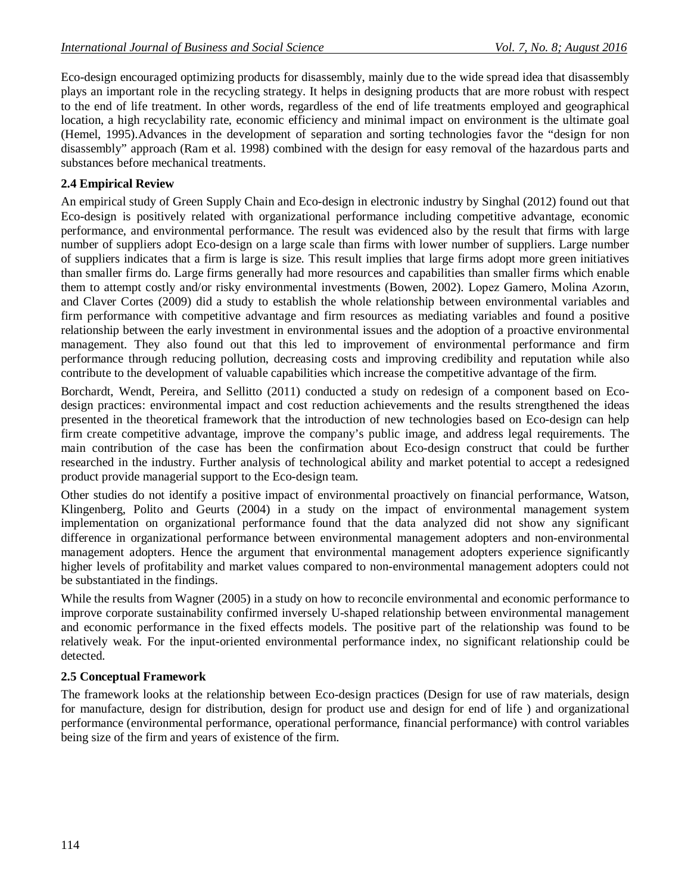Eco-design encouraged optimizing products for disassembly, mainly due to the wide spread idea that disassembly plays an important role in the recycling strategy. It helps in designing products that are more robust with respect to the end of life treatment. In other words, regardless of the end of life treatments employed and geographical location, a high recyclability rate, economic efficiency and minimal impact on environment is the ultimate goal (Hemel, 1995).Advances in the development of separation and sorting technologies favor the "design for non disassembly" approach (Ram et al. 1998) combined with the design for easy removal of the hazardous parts and substances before mechanical treatments.

### 2.4 Empirical Review

An empirical study of Green Supply Chain and Eco-design in electronic industry by Singhal (2012) found out that Eco-design is positively related with organizational performance including competitive advantage, economic performance, and environmental performance. The result was evidenced also by the result that firms with large number of suppliers adopt Eco-design on a large scale than firms with lower number of suppliers. Large number of suppliers indicates that a firm is large is size. This result implies that large firms adopt more green initiatives than smaller firms do. Large firms generally had more resources and capabilities than smaller firms which enable them to attempt costly and/or risky environmental investments (Bowen, 2002). Lopez Gamero, Molina Azorın, and Claver Cortes (2009) did a study to establish the whole relationship between environmental variables and firm performance with competitive advantage and firm resources as mediating variables and found a positive relationship between the early investment in environmental issues and the adoption of a proactive environmental management. They also found out that this led to improvement of environmental performance and firm performance through reducing pollution, decreasing costs and improving credibility and reputation while also contribute to the development of valuable capabilities which increase the competitive advantage of the firm.

Borchardt, Wendt, Pereira, and Sellitto (2011) conducted a study on redesign of a component based on Eco-design practices: environmental impact and cost reduction achievements and the results strengthened the ideas presented in the theoretical framework that the introduction of new technologies based on Eco-design can help firm create competitive advantage, improve the company's public image, and address legal requirements. The main contribution of the case has been the confirmation about Eco-design construct that could be further researched in the industry. Further analysis of technological ability and market potential to accept a redesigned product provide managerial support to the Eco-design team.

Other studies do not identify a positive impact of environmental proactively on financial performance, Watson, Klingenberg, Polito and Geurts (2004) in a study on the impact of environmental management system implementation on organizational performance found that the data analyzed did not show any significant difference in organizational performance between environmental management adopters and non-environmental management adopters. Hence the argument that environmental management adopters experience significantly higher levels of profitability and market values compared to non-environmental management adopters could not be substantiated in the findings.

While the results from Wagner (2005) in a study on how to reconcile environmental and economic performance to improve corporate sustainability confirmed inversely U-shaped relationship between environmental management and economic performance in the fixed effects models. The positive part of the relationship was found to be relatively weak. For the input-oriented environmental performance index, no significant relationship could be detected.

### 2.5 Conceptual Framework

The framework looks at the relationship between Eco-design practices (Design for use of raw materials, design for manufacture, design for distribution, design for product use and design for end of life ) and organizational performance (environmental performance, operational performance, financial performance) with control variables being size of the firm and years of existence of the firm.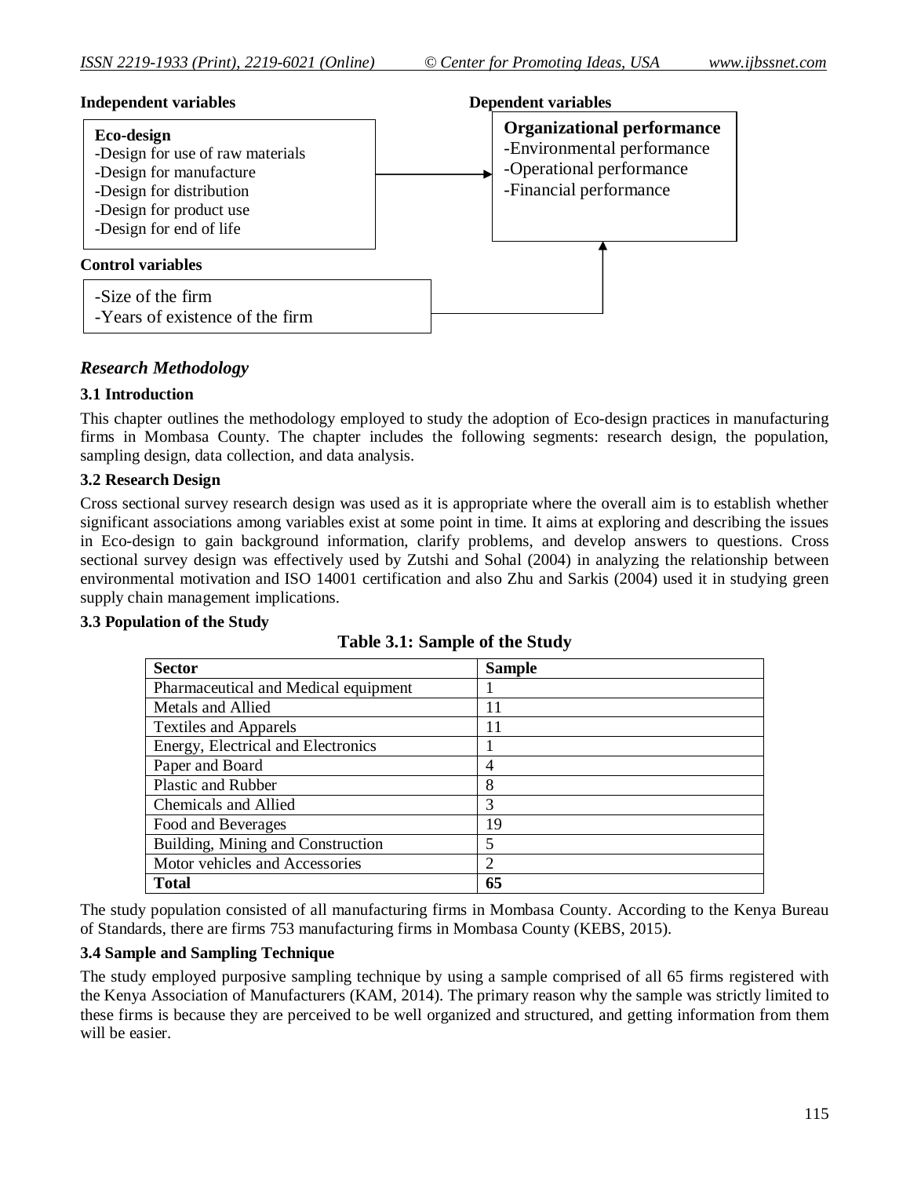**Independent variables** | **Dependent variables**

**Eco-design**
- Design for use of raw materials
- Design for manufacture
- Design for distribution
- Design for product use
- Design for end of life

→

**Organizational performance**
- Environmental performance
- Operational performance
- Financial performance

**Control variables**
- Size of the firm
- Years of existence of the firm

## Research Methodology

### 3.1 Introduction

This chapter outlines the methodology employed to study the adoption of Eco-design practices in manufacturing firms in Mombasa County. The chapter includes the following segments: research design, the population, sampling design, data collection, and data analysis.

### 3.2 Research Design

Cross sectional survey research design was used as it is appropriate where the overall aim is to establish whether significant associations among variables exist at some point in time. It aims at exploring and describing the issues in Eco-design to gain background information, clarify problems, and develop answers to questions. Cross sectional survey design was effectively used by Zutshi and Sohal (2004) in analyzing the relationship between environmental motivation and ISO 14001 certification and also Zhu and Sarkis (2004) used it in studying green supply chain management implications.

### 3.3 Population of the Study

**Table 3.1: Sample of the Study**

| Sector | Sample |
|---|---|
| Pharmaceutical and Medical equipment | 1 |
| Metals and Allied | 11 |
| Textiles and Apparels | 11 |
| Energy, Electrical and Electronics | 1 |
| Paper and Board | 4 |
| Plastic and Rubber | 8 |
| Chemicals and Allied | 3 |
| Food and Beverages | 19 |
| Building, Mining and Construction | 5 |
| Motor vehicles and Accessories | 2 |
| **Total** | **65** |

The study population consisted of all manufacturing firms in Mombasa County. According to the Kenya Bureau of Standards, there are firms 753 manufacturing firms in Mombasa County (KEBS, 2015).

### 3.4 Sample and Sampling Technique

The study employed purposive sampling technique by using a sample comprised of all 65 firms registered with the Kenya Association of Manufacturers (KAM, 2014). The primary reason why the sample was strictly limited to these firms is because they are perceived to be well organized and structured, and getting information from them will be easier.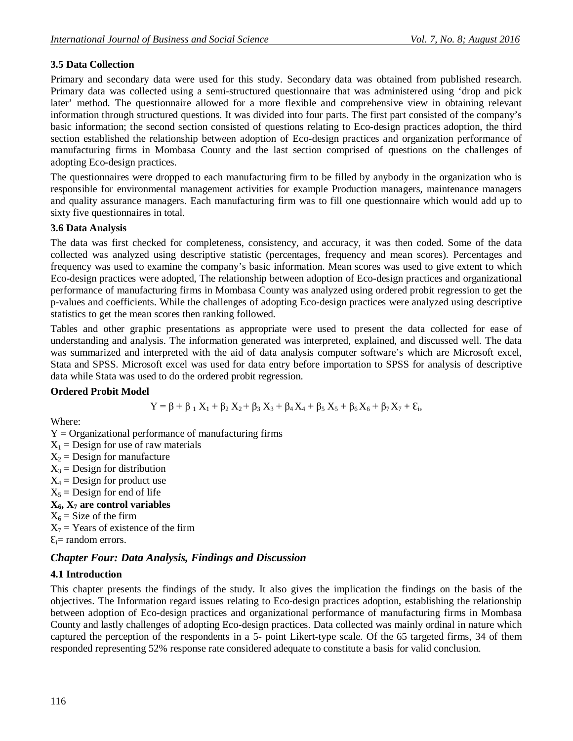### 3.5 Data Collection

Primary and secondary data were used for this study. Secondary data was obtained from published research. Primary data was collected using a semi-structured questionnaire that was administered using 'drop and pick later' method. The questionnaire allowed for a more flexible and comprehensive view in obtaining relevant information through structured questions. It was divided into four parts. The first part consisted of the company's basic information; the second section consisted of questions relating to Eco-design practices adoption, the third section established the relationship between adoption of Eco-design practices and organization performance of manufacturing firms in Mombasa County and the last section comprised of questions on the challenges of adopting Eco-design practices.

The questionnaires were dropped to each manufacturing firm to be filled by anybody in the organization who is responsible for environmental management activities for example Production managers, maintenance managers and quality assurance managers. Each manufacturing firm was to fill one questionnaire which would add up to sixty five questionnaires in total.

### 3.6 Data Analysis

The data was first checked for completeness, consistency, and accuracy, it was then coded. Some of the data collected was analyzed using descriptive statistic (percentages, frequency and mean scores). Percentages and frequency was used to examine the company's basic information. Mean scores was used to give extent to which Eco-design practices were adopted, The relationship between adoption of Eco-design practices and organizational performance of manufacturing firms in Mombasa County was analyzed using ordered probit regression to get the p-values and coefficients. While the challenges of adopting Eco-design practices were analyzed using descriptive statistics to get the mean scores then ranking followed.

Tables and other graphic presentations as appropriate were used to present the data collected for ease of understanding and analysis. The information generated was interpreted, explained, and discussed well. The data was summarized and interpreted with the aid of data analysis computer software's which are Microsoft excel, Stata and SPSS. Microsoft excel was used for data entry before importation to SPSS for analysis of descriptive data while Stata was used to do the ordered probit regression.

**Ordered Probit Model**

$$Y = \beta + \beta_1 X_1 + \beta_2 X_2 + \beta_3 X_3 + \beta_4 X_4 + \beta_5 X_5 + \beta_6 X_6 + \beta_7 X_7 + \varepsilon_i,$$

Where:

$Y$ = Organizational performance of manufacturing firms
$X_1$ = Design for use of raw materials
$X_2$ = Design for manufacture
$X_3$ = Design for distribution
$X_4$ = Design for product use
$X_5$ = Design for end of life
**$X_6$, $X_7$ are control variables**
$X_6$ = Size of the firm
$X_7$ = Years of existence of the firm
$\varepsilon_i$= random errors.

## *Chapter Four: Data Analysis, Findings and Discussion*

### 4.1 Introduction

This chapter presents the findings of the study. It also gives the implication the findings on the basis of the objectives. The Information regard issues relating to Eco-design practices adoption, establishing the relationship between adoption of Eco-design practices and organizational performance of manufacturing firms in Mombasa County and lastly challenges of adopting Eco-design practices. Data collected was mainly ordinal in nature which captured the perception of the respondents in a 5- point Likert-type scale. Of the 65 targeted firms, 34 of them responded representing 52% response rate considered adequate to constitute a basis for valid conclusion.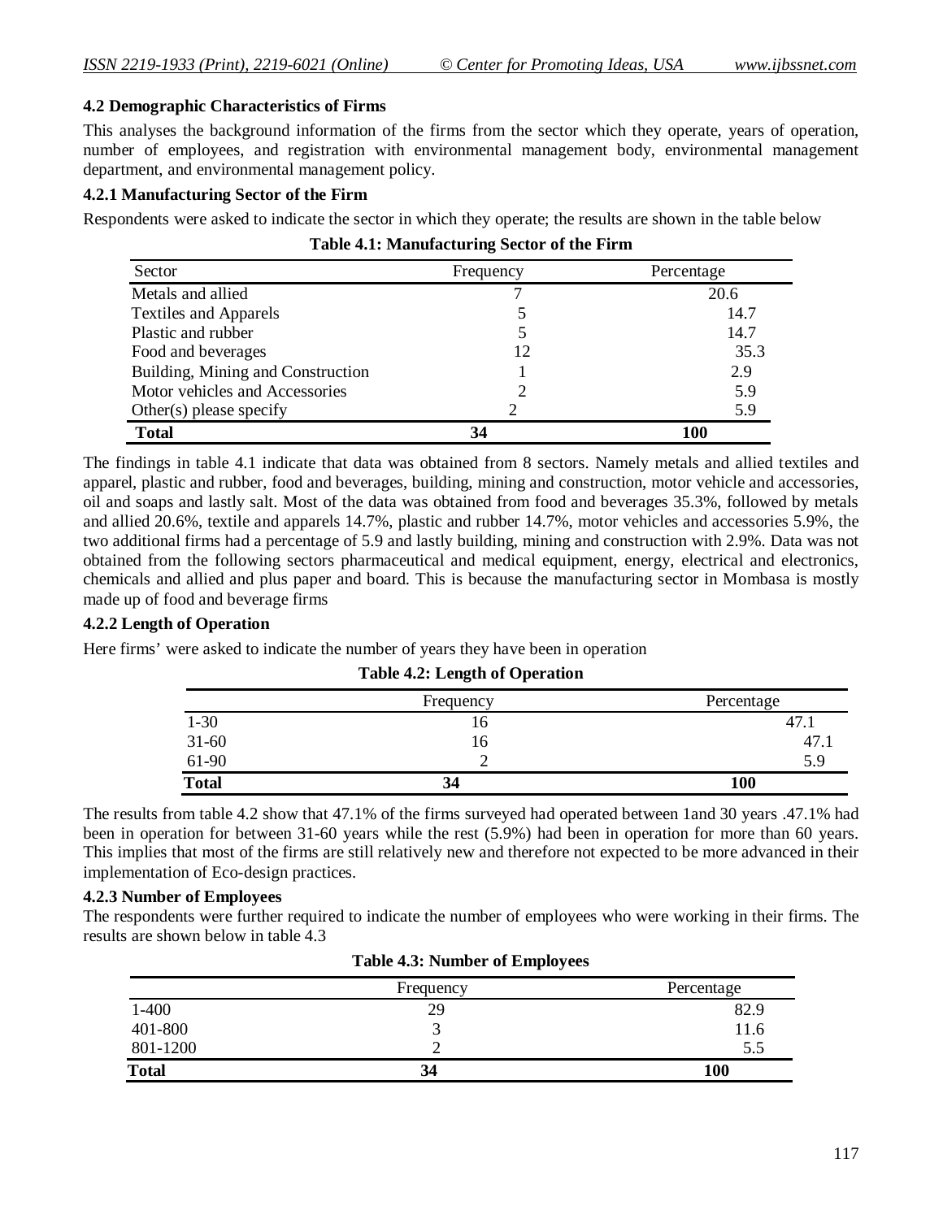### 4.2 Demographic Characteristics of Firms

This analyses the background information of the firms from the sector which they operate, years of operation, number of employees, and registration with environmental management body, environmental management department, and environmental management policy.

#### 4.2.1 Manufacturing Sector of the Firm

Respondents were asked to indicate the sector in which they operate; the results are shown in the table below

**Table 4.1: Manufacturing Sector of the Firm**

| Sector | Frequency | Percentage |
|---|---|---|
| Metals and allied | 7 | 20.6 |
| Textiles and Apparels | 5 | 14.7 |
| Plastic and rubber | 5 | 14.7 |
| Food and beverages | 12 | 35.3 |
| Building, Mining and Construction | 1 | 2.9 |
| Motor vehicles and Accessories | 2 | 5.9 |
| Other(s) please specify | 2 | 5.9 |
| **Total** | **34** | **100** |

The findings in table 4.1 indicate that data was obtained from 8 sectors. Namely metals and allied textiles and apparel, plastic and rubber, food and beverages, building, mining and construction, motor vehicle and accessories, oil and soaps and lastly salt. Most of the data was obtained from food and beverages 35.3%, followed by metals and allied 20.6%, textile and apparels 14.7%, plastic and rubber 14.7%, motor vehicles and accessories 5.9%, the two additional firms had a percentage of 5.9 and lastly building, mining and construction with 2.9%. Data was not obtained from the following sectors pharmaceutical and medical equipment, energy, electrical and electronics, chemicals and allied and plus paper and board. This is because the manufacturing sector in Mombasa is mostly made up of food and beverage firms

#### 4.2.2 Length of Operation

Here firms' were asked to indicate the number of years they have been in operation

**Table 4.2: Length of Operation**

| | Frequency | Percentage |
|---|---|---|
| 1-30 | 16 | 47.1 |
| 31-60 | 16 | 47.1 |
| 61-90 | 2 | 5.9 |
| **Total** | **34** | **100** |

The results from table 4.2 show that 47.1% of the firms surveyed had operated between 1and 30 years .47.1% had been in operation for between 31-60 years while the rest (5.9%) had been in operation for more than 60 years. This implies that most of the firms are still relatively new and therefore not expected to be more advanced in their implementation of Eco-design practices.

#### 4.2.3 Number of Employees

The respondents were further required to indicate the number of employees who were working in their firms. The results are shown below in table 4.3

**Table 4.3: Number of Employees**

| | Frequency | Percentage |
|---|---|---|
| 1-400 | 29 | 82.9 |
| 401-800 | 3 | 11.6 |
| 801-1200 | 2 | 5.5 |
| **Total** | **34** | **100** |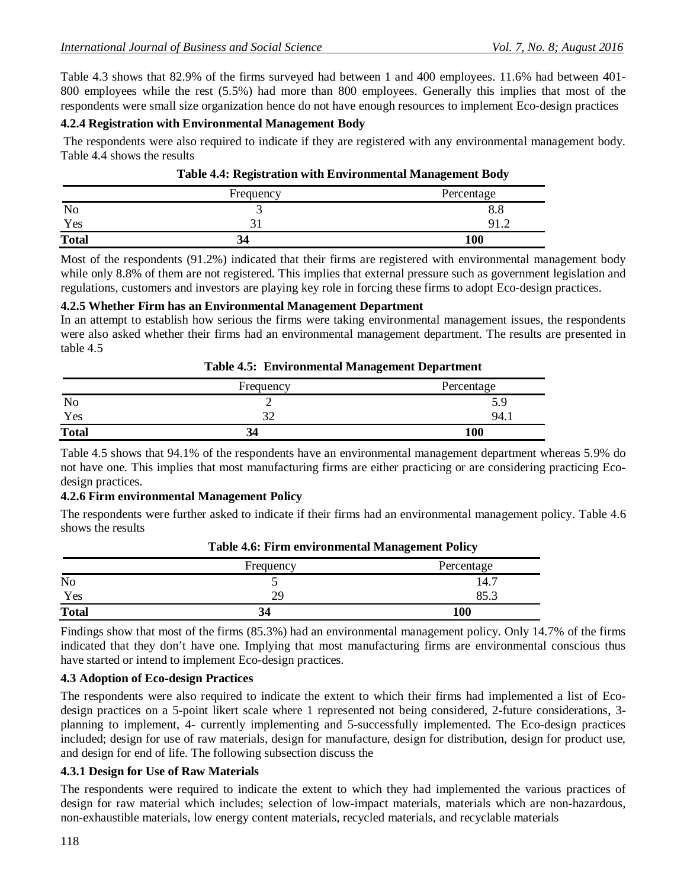Table 4.3 shows that 82.9% of the firms surveyed had between 1 and 400 employees. 11.6% had between 401-800 employees while the rest (5.5%) had more than 800 employees. Generally this implies that most of the respondents were small size organization hence do not have enough resources to implement Eco-design practices

### 4.2.4 Registration with Environmental Management Body

The respondents were also required to indicate if they are registered with any environmental management body. Table 4.4 shows the results

**Table 4.4: Registration with Environmental Management Body**

| | Frequency | Percentage |
|---|---|---|
| No | 3 | 8.8 |
| Yes | 31 | 91.2 |
| **Total** | **34** | **100** |

Most of the respondents (91.2%) indicated that their firms are registered with environmental management body while only 8.8% of them are not registered. This implies that external pressure such as government legislation and regulations, customers and investors are playing key role in forcing these firms to adopt Eco-design practices.

### 4.2.5 Whether Firm has an Environmental Management Department

In an attempt to establish how serious the firms were taking environmental management issues, the respondents were also asked whether their firms had an environmental management department. The results are presented in table 4.5

**Table 4.5: Environmental Management Department**

| | Frequency | Percentage |
|---|---|---|
| No | 2 | 5.9 |
| Yes | 32 | 94.1 |
| **Total** | **34** | **100** |

Table 4.5 shows that 94.1% of the respondents have an environmental management department whereas 5.9% do not have one. This implies that most manufacturing firms are either practicing or are considering practicing Eco-design practices.

### 4.2.6 Firm environmental Management Policy

The respondents were further asked to indicate if their firms had an environmental management policy. Table 4.6 shows the results

**Table 4.6: Firm environmental Management Policy**

| | Frequency | Percentage |
|---|---|---|
| No | 5 | 14.7 |
| Yes | 29 | 85.3 |
| **Total** | **34** | **100** |

Findings show that most of the firms (85.3%) had an environmental management policy. Only 14.7% of the firms indicated that they don't have one. Implying that most manufacturing firms are environmental conscious thus have started or intend to implement Eco-design practices.

## 4.3 Adoption of Eco-design Practices

The respondents were also required to indicate the extent to which their firms had implemented a list of Eco-design practices on a 5-point likert scale where 1 represented not being considered, 2-future considerations, 3-planning to implement, 4- currently implementing and 5-successfully implemented. The Eco-design practices included; design for use of raw materials, design for manufacture, design for distribution, design for product use, and design for end of life. The following subsection discuss the

### 4.3.1 Design for Use of Raw Materials

The respondents were required to indicate the extent to which they had implemented the various practices of design for raw material which includes; selection of low-impact materials, materials which are non-hazardous, non-exhaustible materials, low energy content materials, recycled materials, and recyclable materials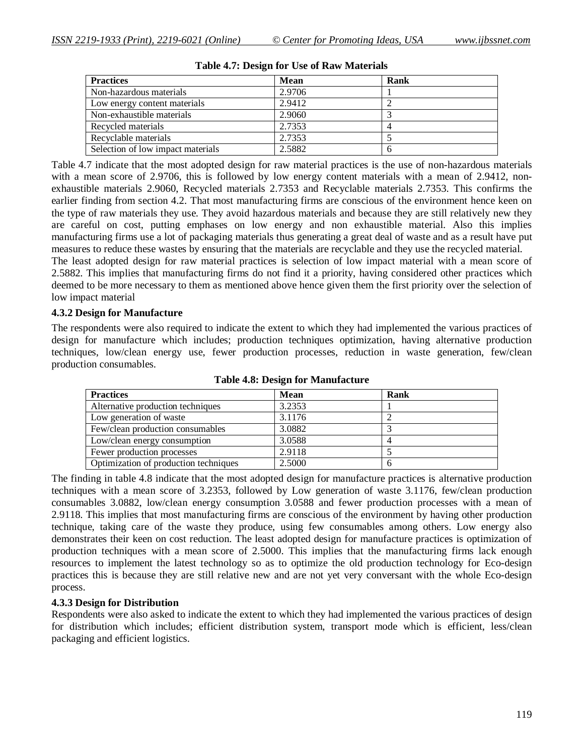**Table 4.7: Design for Use of Raw Materials**

| Practices | Mean | Rank |
|---|---|---|
| Non-hazardous materials | 2.9706 | 1 |
| Low energy content materials | 2.9412 | 2 |
| Non-exhaustible materials | 2.9060 | 3 |
| Recycled materials | 2.7353 | 4 |
| Recyclable materials | 2.7353 | 5 |
| Selection of low impact materials | 2.5882 | 6 |

Table 4.7 indicate that the most adopted design for raw material practices is the use of non-hazardous materials with a mean score of 2.9706, this is followed by low energy content materials with a mean of 2.9412, non-exhaustible materials 2.9060, Recycled materials 2.7353 and Recyclable materials 2.7353. This confirms the earlier finding from section 4.2. That most manufacturing firms are conscious of the environment hence keen on the type of raw materials they use. They avoid hazardous materials and because they are still relatively new they are careful on cost, putting emphases on low energy and non exhaustible material. Also this implies manufacturing firms use a lot of packaging materials thus generating a great deal of waste and as a result have put measures to reduce these wastes by ensuring that the materials are recyclable and they use the recycled material.

The least adopted design for raw material practices is selection of low impact material with a mean score of 2.5882. This implies that manufacturing firms do not find it a priority, having considered other practices which deemed to be more necessary to them as mentioned above hence given them the first priority over the selection of low impact material

### 4.3.2 Design for Manufacture

The respondents were also required to indicate the extent to which they had implemented the various practices of design for manufacture which includes; production techniques optimization, having alternative production techniques, low/clean energy use, fewer production processes, reduction in waste generation, few/clean production consumables.

**Table 4.8: Design for Manufacture**

| Practices | Mean | Rank |
|---|---|---|
| Alternative production techniques | 3.2353 | 1 |
| Low generation of waste | 3.1176 | 2 |
| Few/clean production consumables | 3.0882 | 3 |
| Low/clean energy consumption | 3.0588 | 4 |
| Fewer production processes | 2.9118 | 5 |
| Optimization of production techniques | 2.5000 | 6 |

The finding in table 4.8 indicate that the most adopted design for manufacture practices is alternative production techniques with a mean score of 3.2353, followed by Low generation of waste 3.1176, few/clean production consumables 3.0882, low/clean energy consumption 3.0588 and fewer production processes with a mean of 2.9118. This implies that most manufacturing firms are conscious of the environment by having other production technique, taking care of the waste they produce, using few consumables among others. Low energy also demonstrates their keen on cost reduction. The least adopted design for manufacture practices is optimization of production techniques with a mean score of 2.5000. This implies that the manufacturing firms lack enough resources to implement the latest technology so as to optimize the old production technology for Eco-design practices this is because they are still relative new and are not yet very conversant with the whole Eco-design process.

### 4.3.3 Design for Distribution

Respondents were also asked to indicate the extent to which they had implemented the various practices of design for distribution which includes; efficient distribution system, transport mode which is efficient, less/clean packaging and efficient logistics.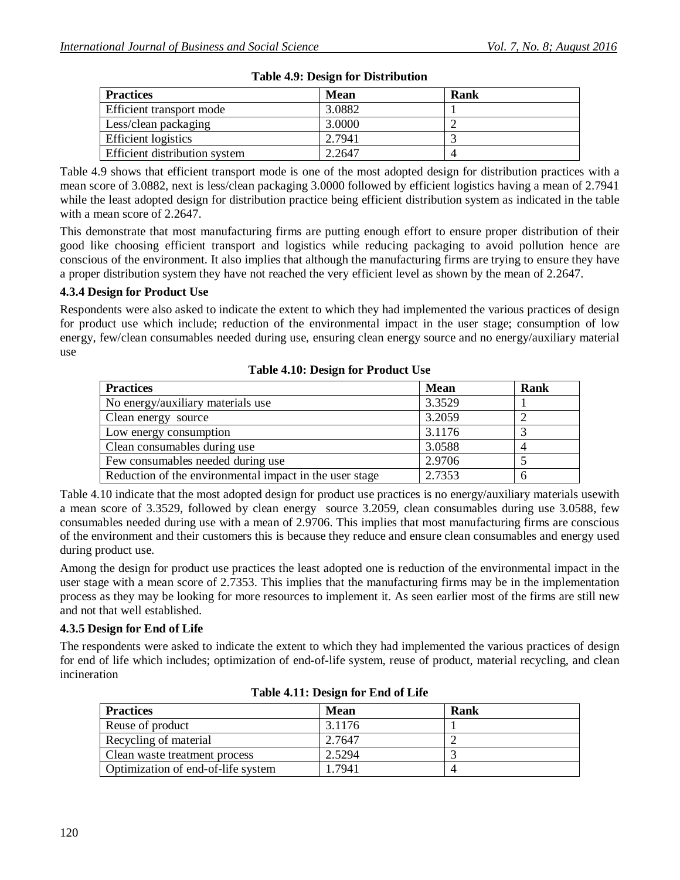**Table 4.9: Design for Distribution**

| Practices | Mean | Rank |
|---|---|---|
| Efficient transport mode | 3.0882 | 1 |
| Less/clean packaging | 3.0000 | 2 |
| Efficient logistics | 2.7941 | 3 |
| Efficient distribution system | 2.2647 | 4 |

Table 4.9 shows that efficient transport mode is one of the most adopted design for distribution practices with a mean score of 3.0882, next is less/clean packaging 3.0000 followed by efficient logistics having a mean of 2.7941 while the least adopted design for distribution practice being efficient distribution system as indicated in the table with a mean score of 2.2647.

This demonstrate that most manufacturing firms are putting enough effort to ensure proper distribution of their good like choosing efficient transport and logistics while reducing packaging to avoid pollution hence are conscious of the environment. It also implies that although the manufacturing firms are trying to ensure they have a proper distribution system they have not reached the very efficient level as shown by the mean of 2.2647.

### 4.3.4 Design for Product Use

Respondents were also asked to indicate the extent to which they had implemented the various practices of design for product use which include; reduction of the environmental impact in the user stage; consumption of low energy, few/clean consumables needed during use, ensuring clean energy source and no energy/auxiliary material use

**Table 4.10: Design for Product Use**

| Practices | Mean | Rank |
|---|---|---|
| No energy/auxiliary materials use | 3.3529 | 1 |
| Clean energy source | 3.2059 | 2 |
| Low energy consumption | 3.1176 | 3 |
| Clean consumables during use | 3.0588 | 4 |
| Few consumables needed during use | 2.9706 | 5 |
| Reduction of the environmental impact in the user stage | 2.7353 | 6 |

Table 4.10 indicate that the most adopted design for product use practices is no energy/auxiliary materials usewith a mean score of 3.3529, followed by clean energy source 3.2059, clean consumables during use 3.0588, few consumables needed during use with a mean of 2.9706. This implies that most manufacturing firms are conscious of the environment and their customers this is because they reduce and ensure clean consumables and energy used during product use.

Among the design for product use practices the least adopted one is reduction of the environmental impact in the user stage with a mean score of 2.7353. This implies that the manufacturing firms may be in the implementation process as they may be looking for more resources to implement it. As seen earlier most of the firms are still new and not that well established.

### 4.3.5 Design for End of Life

The respondents were asked to indicate the extent to which they had implemented the various practices of design for end of life which includes; optimization of end-of-life system, reuse of product, material recycling, and clean incineration

**Table 4.11: Design for End of Life**

| Practices | Mean | Rank |
|---|---|---|
| Reuse of product | 3.1176 | 1 |
| Recycling of material | 2.7647 | 2 |
| Clean waste treatment process | 2.5294 | 3 |
| Optimization of end-of-life system | 1.7941 | 4 |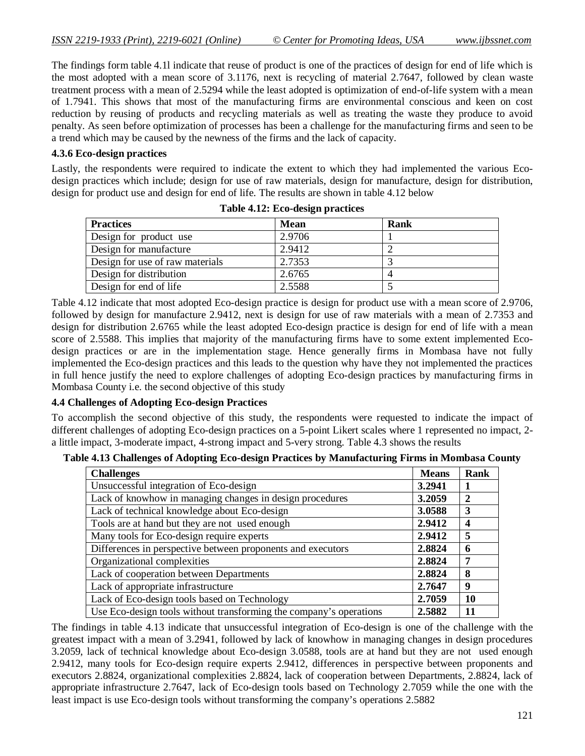The findings form table 4.1l indicate that reuse of product is one of the practices of design for end of life which is the most adopted with a mean score of 3.1176, next is recycling of material 2.7647, followed by clean waste treatment process with a mean of 2.5294 while the least adopted is optimization of end-of-life system with a mean of 1.7941. This shows that most of the manufacturing firms are environmental conscious and keen on cost reduction by reusing of products and recycling materials as well as treating the waste they produce to avoid penalty. As seen before optimization of processes has been a challenge for the manufacturing firms and seen to be a trend which may be caused by the newness of the firms and the lack of capacity.

### 4.3.6 Eco-design practices

Lastly, the respondents were required to indicate the extent to which they had implemented the various Eco-design practices which include; design for use of raw materials, design for manufacture, design for distribution, design for product use and design for end of life. The results are shown in table 4.12 below

**Table 4.12: Eco-design practices**

| Practices | Mean | Rank |
|---|---|---|
| Design for product use | 2.9706 | 1 |
| Design for manufacture | 2.9412 | 2 |
| Design for use of raw materials | 2.7353 | 3 |
| Design for distribution | 2.6765 | 4 |
| Design for end of life | 2.5588 | 5 |

Table 4.12 indicate that most adopted Eco-design practice is design for product use with a mean score of 2.9706, followed by design for manufacture 2.9412, next is design for use of raw materials with a mean of 2.7353 and design for distribution 2.6765 while the least adopted Eco-design practice is design for end of life with a mean score of 2.5588. This implies that majority of the manufacturing firms have to some extent implemented Eco-design practices or are in the implementation stage. Hence generally firms in Mombasa have not fully implemented the Eco-design practices and this leads to the question why have they not implemented the practices in full hence justify the need to explore challenges of adopting Eco-design practices by manufacturing firms in Mombasa County i.e. the second objective of this study

### 4.4 Challenges of Adopting Eco-design Practices

To accomplish the second objective of this study, the respondents were requested to indicate the impact of different challenges of adopting Eco-design practices on a 5-point Likert scales where 1 represented no impact, 2-a little impact, 3-moderate impact, 4-strong impact and 5-very strong. Table 4.3 shows the results

**Table 4.13 Challenges of Adopting Eco-design Practices by Manufacturing Firms in Mombasa County**

| Challenges | Means | Rank |
|---|---|---|
| Unsuccessful integration of Eco-design | **3.2941** | **1** |
| Lack of knowhow in managing changes in design procedures | **3.2059** | **2** |
| Lack of technical knowledge about Eco-design | **3.0588** | **3** |
| Tools are at hand but they are not used enough | **2.9412** | **4** |
| Many tools for Eco-design require experts | **2.9412** | **5** |
| Differences in perspective between proponents and executors | **2.8824** | **6** |
| Organizational complexities | **2.8824** | **7** |
| Lack of cooperation between Departments | **2.8824** | **8** |
| Lack of appropriate infrastructure | **2.7647** | **9** |
| Lack of Eco-design tools based on Technology | **2.7059** | **10** |
| Use Eco-design tools without transforming the company's operations | **2.5882** | **11** |

The findings in table 4.13 indicate that unsuccessful integration of Eco-design is one of the challenge with the greatest impact with a mean of 3.2941, followed by lack of knowhow in managing changes in design procedures 3.2059, lack of technical knowledge about Eco-design 3.0588, tools are at hand but they are not used enough 2.9412, many tools for Eco-design require experts 2.9412, differences in perspective between proponents and executors 2.8824, organizational complexities 2.8824, lack of cooperation between Departments, 2.8824, lack of appropriate infrastructure 2.7647, lack of Eco-design tools based on Technology 2.7059 while the one with the least impact is use Eco-design tools without transforming the company's operations 2.5882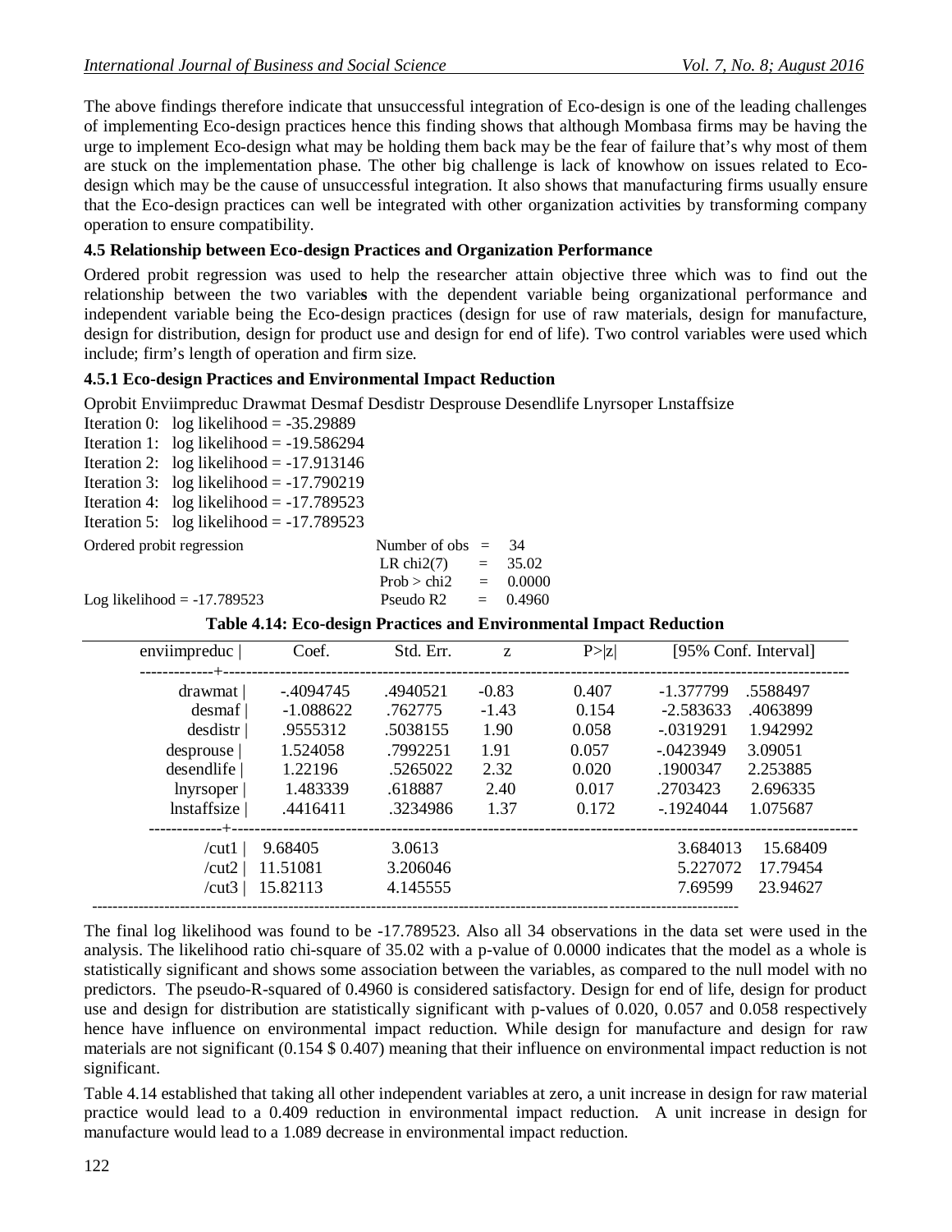The above findings therefore indicate that unsuccessful integration of Eco-design is one of the leading challenges of implementing Eco-design practices hence this finding shows that although Mombasa firms may be having the urge to implement Eco-design what may be holding them back may be the fear of failure that's why most of them are stuck on the implementation phase. The other big challenge is lack of knowhow on issues related to Eco-design which may be the cause of unsuccessful integration. It also shows that manufacturing firms usually ensure that the Eco-design practices can well be integrated with other organization activities by transforming company operation to ensure compatibility.

### 4.5 Relationship between Eco-design Practices and Organization Performance

Ordered probit regression was used to help the researcher attain objective three which was to find out the relationship between the two variable**s** with the dependent variable being organizational performance and independent variable being the Eco-design practices (design for use of raw materials, design for manufacture, design for distribution, design for product use and design for end of life). Two control variables were used which include; firm's length of operation and firm size.

#### 4.5.1 Eco-design Practices and Environmental Impact Reduction

```
Oprobit Enviimpreduc Drawmat Desmaf Desdistr Desprouse Desendlife Lnyrsoper Lnstaffsize
Iteration 0:   log likelihood = -35.29889
Iteration 1:   log likelihood = -19.586294
Iteration 2:   log likelihood = -17.913146
Iteration 3:   log likelihood = -17.790219
Iteration 4:   log likelihood = -17.789523
Iteration 5:   log likelihood = -17.789523
Ordered probit regression                 Number of obs  =    34
                                          LR chi2(7)     =   35.02
                                          Prob > chi2    =   0.0000
Log likelihood = -17.789523               Pseudo R2      =   0.4960
```

**Table 4.14: Eco-design Practices and Environmental Impact Reduction**

| enviimpreduc | Coef. | Std. Err. | z | P>\|z\| | [95% Conf. | Interval] |
|---|---|---|---|---|---|---|
| drawmat | -.4094745 | .4940521 | -0.83 | 0.407 | -1.377799 | .5588497 |
| desmaf | -1.088622 | .762775 | -1.43 | 0.154 | -2.583633 | .4063899 |
| desdistr | .9555312 | .5038155 | 1.90 | 0.058 | -.0319291 | 1.942992 |
| desprouse | 1.524058 | .7992251 | 1.91 | 0.057 | -.0423949 | 3.09051 |
| desendlife | 1.22196 | .5265022 | 2.32 | 0.020 | .1900347 | 2.253885 |
| lnyrsoper | 1.483339 | .618887 | 2.40 | 0.017 | .2703423 | 2.696335 |
| lnstaffsize | .4416411 | .3234986 | 1.37 | 0.172 | -.1924044 | 1.075687 |
| /cut1 | 9.68405 | 3.0613 | | | 3.684013 | 15.68409 |
| /cut2 | 11.51081 | 3.206046 | | | 5.227072 | 17.79454 |
| /cut3 | 15.82113 | 4.145555 | | | 7.69599 | 23.94627 |

The final log likelihood was found to be -17.789523. Also all 34 observations in the data set were used in the analysis. The likelihood ratio chi-square of 35.02 with a p-value of 0.0000 indicates that the model as a whole is statistically significant and shows some association between the variables, as compared to the null model with no predictors. The pseudo-R-squared of 0.4960 is considered satisfactory. Design for end of life, design for product use and design for distribution are statistically significant with p-values of 0.020, 0.057 and 0.058 respectively hence have influence on environmental impact reduction. While design for manufacture and design for raw materials are not significant (0.154 $ 0.407) meaning that their influence on environmental impact reduction is not significant.

Table 4.14 established that taking all other independent variables at zero, a unit increase in design for raw material practice would lead to a 0.409 reduction in environmental impact reduction. A unit increase in design for manufacture would lead to a 1.089 decrease in environmental impact reduction.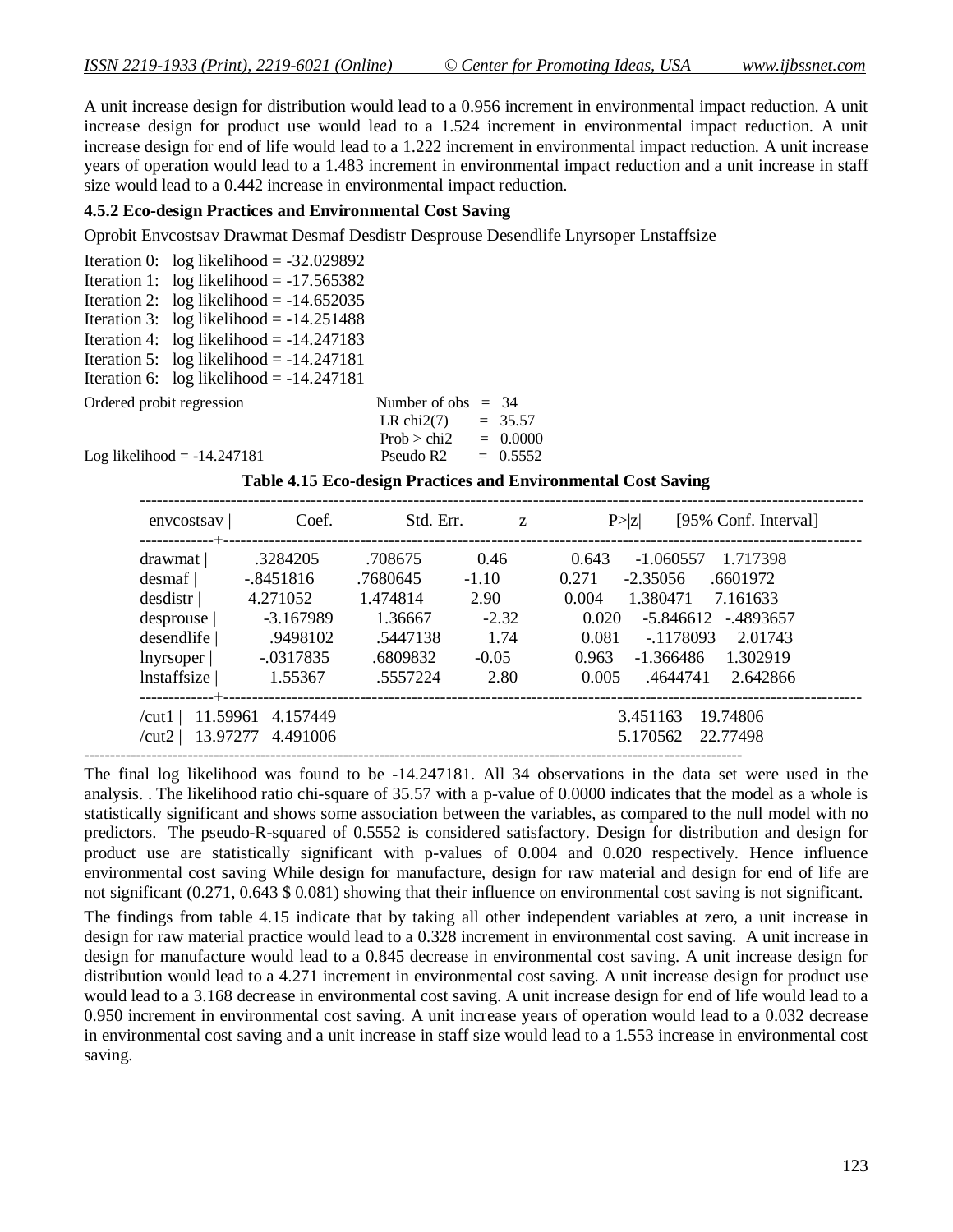A unit increase design for distribution would lead to a 0.956 increment in environmental impact reduction. A unit increase design for product use would lead to a 1.524 increment in environmental impact reduction. A unit increase design for end of life would lead to a 1.222 increment in environmental impact reduction. A unit increase years of operation would lead to a 1.483 increment in environmental impact reduction and a unit increase in staff size would lead to a 0.442 increase in environmental impact reduction.

#### 4.5.2 Eco-design Practices and Environmental Cost Saving

Oprobit Envcostsav Drawmat Desmaf Desdistr Desprouse Desendlife Lnyrsoper Lnstaffsize

```
Iteration 0:   log likelihood = -32.029892
Iteration 1:   log likelihood = -17.565382
Iteration 2:   log likelihood = -14.652035
Iteration 3:   log likelihood = -14.251488
Iteration 4:   log likelihood = -14.247183
Iteration 5:   log likelihood = -14.247181
Iteration 6:   log likelihood = -14.247181

Ordered probit regression                 Number of obs  =   34
                                          LR chi2(7)     =  35.57
                                          Prob > chi2    = 0.0000
Log likelihood = -14.247181               Pseudo R2      = 0.5552
```

**Table 4.15 Eco-design Practices and Environmental Cost Saving**

| envcostsav | Coef. | Std. Err. | z | P>\|z\| | [95% Conf. Interval] | |
|---|---|---|---|---|---|---|
| drawmat | .3284205 | .708675 | 0.46 | 0.643 | -1.060557 | 1.717398 |
| desmaf | -.8451816 | .7680645 | -1.10 | 0.271 | -2.35056 | .6601972 |
| desdistr | 4.271052 | 1.474814 | 2.90 | 0.004 | 1.380471 | 7.161633 |
| desprouse | -3.167989 | 1.36667 | -2.32 | 0.020 | -5.846612 | -.4893657 |
| desendlife | .9498102 | .5447138 | 1.74 | 0.081 | -.1178093 | 2.01743 |
| lnyrsoper | -.0317835 | .6809832 | -0.05 | 0.963 | -1.366486 | 1.302919 |
| lnstaffsize | 1.55367 | .5557224 | 2.80 | 0.005 | .4644741 | 2.642866 |
| /cut1 | 11.59961 | 4.157449 | | | 3.451163 | 19.74806 |
| /cut2 | 13.97277 | 4.491006 | | | 5.170562 | 22.77498 |

The final log likelihood was found to be -14.247181. All 34 observations in the data set were used in the analysis. . The likelihood ratio chi-square of 35.57 with a p-value of 0.0000 indicates that the model as a whole is statistically significant and shows some association between the variables, as compared to the null model with no predictors. The pseudo-R-squared of 0.5552 is considered satisfactory. Design for distribution and design for product use are statistically significant with p-values of 0.004 and 0.020 respectively. Hence influence environmental cost saving While design for manufacture, design for raw material and design for end of life are not significant (0.271, 0.643 $ 0.081) showing that their influence on environmental cost saving is not significant.

The findings from table 4.15 indicate that by taking all other independent variables at zero, a unit increase in design for raw material practice would lead to a 0.328 increment in environmental cost saving. A unit increase in design for manufacture would lead to a 0.845 decrease in environmental cost saving. A unit increase design for distribution would lead to a 4.271 increment in environmental cost saving. A unit increase design for product use would lead to a 3.168 decrease in environmental cost saving. A unit increase design for end of life would lead to a 0.950 increment in environmental cost saving. A unit increase years of operation would lead to a 0.032 decrease in environmental cost saving and a unit increase in staff size would lead to a 1.553 increase in environmental cost saving.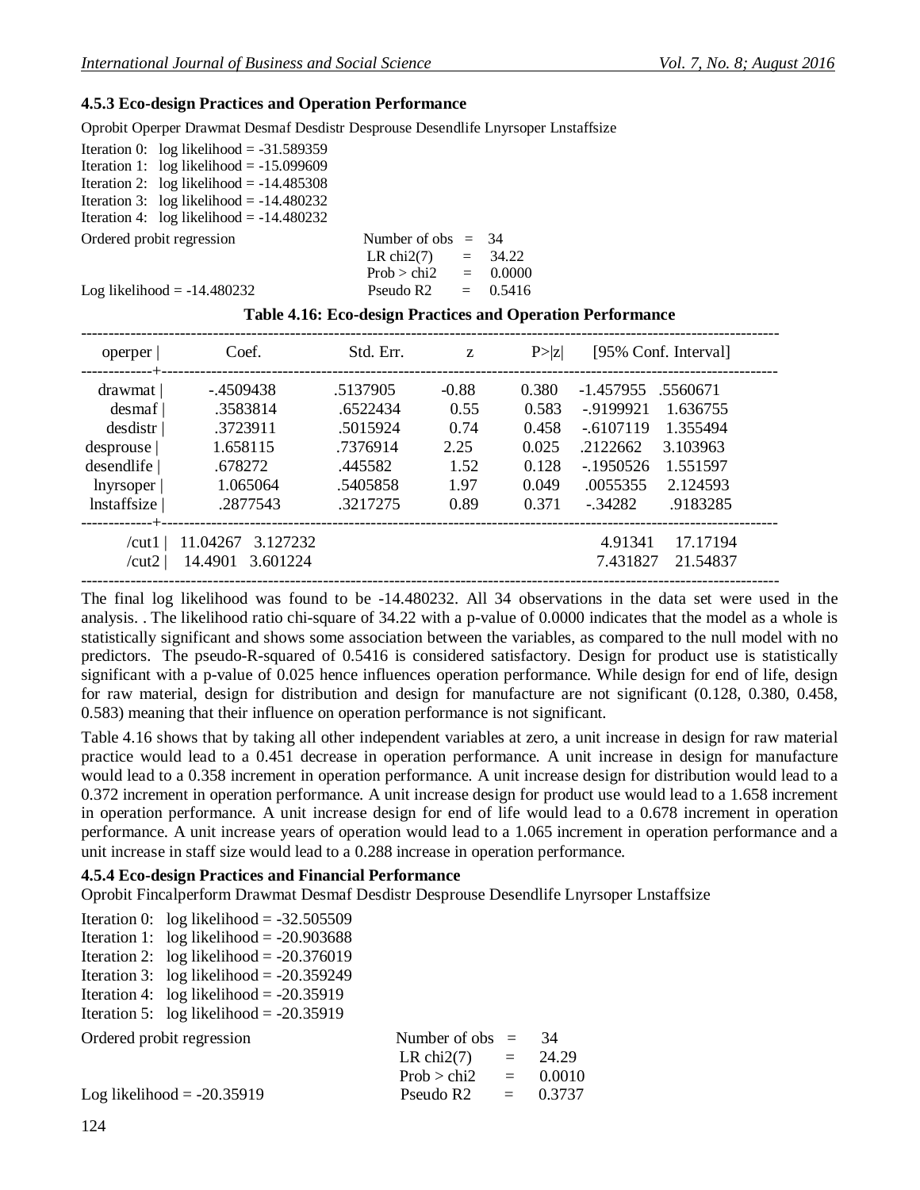### 4.5.3 Eco-design Practices and Operation Performance

Oprobit Operper Drawmat Desmaf Desdistr Desprouse Desendlife Lnyrsoper Lnstaffsize

```
Iteration 0:   log likelihood = -31.589359
Iteration 1:   log likelihood = -15.099609
Iteration 2:   log likelihood = -14.485308
Iteration 3:   log likelihood = -14.480232
Iteration 4:   log likelihood = -14.480232

Ordered probit regression                 Number of obs  =   34
                                          LR chi2(7)     =   34.22
                                          Prob > chi2    =   0.0000
Log likelihood = -14.480232               Pseudo R2      =   0.5416
```

**Table 4.16: Eco-design Practices and Operation Performance**

| operper | Coef. | Std. Err. | z | P>\|z\| | [95% Conf. Interval] | |
|---|---|---|---|---|---|---|
| drawmat | -.4509438 | .5137905 | -0.88 | 0.380 | -1.457955 | .5560671 |
| desmaf | .3583814 | .6522434 | 0.55 | 0.583 | -.9199921 | 1.636755 |
| desdistr | .3723911 | .5015924 | 0.74 | 0.458 | -.6107119 | 1.355494 |
| desprouse | 1.658115 | .7376914 | 2.25 | 0.025 | .2122662 | 3.103963 |
| desendlife | .678272 | .445582 | 1.52 | 0.128 | -.1950526 | 1.551597 |
| lnyrsoper | 1.065064 | .5405858 | 1.97 | 0.049 | .0055355 | 2.124593 |
| lnstaffsize | .2877543 | .3217275 | 0.89 | 0.371 | -.34282 | .9183285 |
| /cut1 | 11.04267 | 3.127232 | | | 4.91341 | 17.17194 |
| /cut2 | 14.4901 | 3.601224 | | | 7.431827 | 21.54837 |

The final log likelihood was found to be -14.480232. All 34 observations in the data set were used in the analysis. . The likelihood ratio chi-square of 34.22 with a p-value of 0.0000 indicates that the model as a whole is statistically significant and shows some association between the variables, as compared to the null model with no predictors. The pseudo-R-squared of 0.5416 is considered satisfactory. Design for product use is statistically significant with a p-value of 0.025 hence influences operation performance. While design for end of life, design for raw material, design for distribution and design for manufacture are not significant (0.128, 0.380, 0.458, 0.583) meaning that their influence on operation performance is not significant.

Table 4.16 shows that by taking all other independent variables at zero, a unit increase in design for raw material practice would lead to a 0.451 decrease in operation performance. A unit increase in design for manufacture would lead to a 0.358 increment in operation performance. A unit increase design for distribution would lead to a 0.372 increment in operation performance. A unit increase design for product use would lead to a 1.658 increment in operation performance. A unit increase design for end of life would lead to a 0.678 increment in operation performance. A unit increase years of operation would lead to a 1.065 increment in operation performance and a unit increase in staff size would lead to a 0.288 increase in operation performance.

### 4.5.4 Eco-design Practices and Financial Performance

Oprobit Fincalperform Drawmat Desmaf Desdistr Desprouse Desendlife Lnyrsoper Lnstaffsize

```
Iteration 0:   log likelihood = -32.505509
Iteration 1:   log likelihood = -20.903688
Iteration 2:   log likelihood = -20.376019
Iteration 3:   log likelihood = -20.359249
Iteration 4:   log likelihood = -20.35919
Iteration 5:   log likelihood = -20.35919

Ordered probit regression                 Number of obs  =   34
                                          LR chi2(7)     =   24.29
                                          Prob > chi2    =   0.0010
Log likelihood = -20.35919                Pseudo R2      =   0.3737
```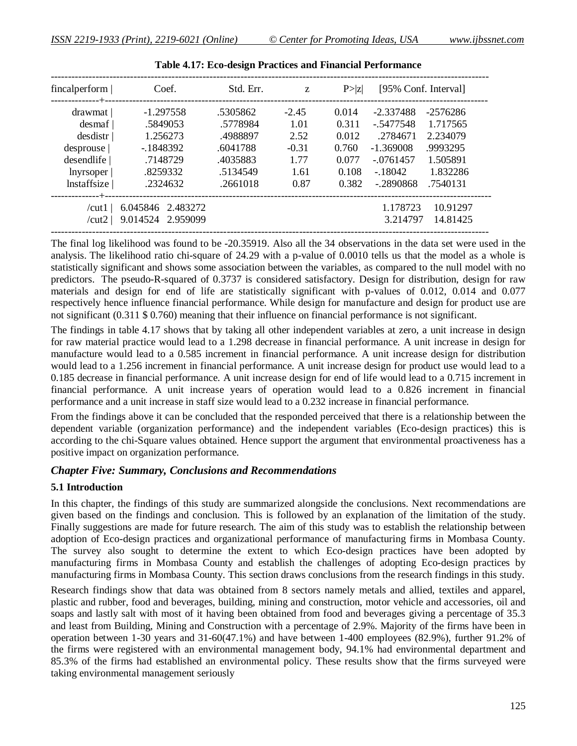**Table 4.17: Eco-design Practices and Financial Performance**

| fincalperform | Coef. | Std. Err. | z | P>\|z\| | [95% Conf. Interval] | |
|---|---|---|---|---|---|---|
| drawmat | -1.297558 | .5305862 | -2.45 | 0.014 | -2.337488 | -2576286 |
| desmaf | .5849053 | .5778984 | 1.01 | 0.311 | -.5477548 | 1.717565 |
| desdistr | 1.256273 | .4988897 | 2.52 | 0.012 | .2784671 | 2.234079 |
| desprouse | -.1848392 | .6041788 | -0.31 | 0.760 | -1.369008 | .9993295 |
| desendlife | .7148729 | .4035883 | 1.77 | 0.077 | -.0761457 | 1.505891 |
| lnyrsoper | .8259332 | .5134549 | 1.61 | 0.108 | -.18042 | 1.832286 |
| lnstaffsize | .2324632 | .2661018 | 0.87 | 0.382 | -.2890868 | .7540131 |
| /cut1 | 6.045846 | 2.483272 | | | 1.178723 | 10.91297 |
| /cut2 | 9.014524 | 2.959099 | | | 3.214797 | 14.81425 |

The final log likelihood was found to be -20.35919. Also all the 34 observations in the data set were used in the analysis. The likelihood ratio chi-square of 24.29 with a p-value of 0.0010 tells us that the model as a whole is statistically significant and shows some association between the variables, as compared to the null model with no predictors. The pseudo-R-squared of 0.3737 is considered satisfactory. Design for distribution, design for raw materials and design for end of life are statistically significant with p-values of 0.012, 0.014 and 0.077 respectively hence influence financial performance. While design for manufacture and design for product use are not significant (0.311 $ 0.760) meaning that their influence on financial performance is not significant.

The findings in table 4.17 shows that by taking all other independent variables at zero, a unit increase in design for raw material practice would lead to a 1.298 decrease in financial performance. A unit increase in design for manufacture would lead to a 0.585 increment in financial performance. A unit increase design for distribution would lead to a 1.256 increment in financial performance. A unit increase design for product use would lead to a 0.185 decrease in financial performance. A unit increase design for end of life would lead to a 0.715 increment in financial performance. A unit increase years of operation would lead to a 0.826 increment in financial performance and a unit increase in staff size would lead to a 0.232 increase in financial performance.

From the findings above it can be concluded that the responded perceived that there is a relationship between the dependent variable (organization performance) and the independent variables (Eco-design practices) this is according to the chi-Square values obtained. Hence support the argument that environmental proactiveness has a positive impact on organization performance.

## *Chapter Five: Summary, Conclusions and Recommendations*

### 5.1 Introduction

In this chapter, the findings of this study are summarized alongside the conclusions. Next recommendations are given based on the findings and conclusion. This is followed by an explanation of the limitation of the study. Finally suggestions are made for future research. The aim of this study was to establish the relationship between adoption of Eco-design practices and organizational performance of manufacturing firms in Mombasa County. The survey also sought to determine the extent to which Eco-design practices have been adopted by manufacturing firms in Mombasa County and establish the challenges of adopting Eco-design practices by manufacturing firms in Mombasa County. This section draws conclusions from the research findings in this study.

Research findings show that data was obtained from 8 sectors namely metals and allied, textiles and apparel, plastic and rubber, food and beverages, building, mining and construction, motor vehicle and accessories, oil and soaps and lastly salt with most of it having been obtained from food and beverages giving a percentage of 35.3 and least from Building, Mining and Construction with a percentage of 2.9%. Majority of the firms have been in operation between 1-30 years and 31-60(47.1%) and have between 1-400 employees (82.9%), further 91.2% of the firms were registered with an environmental management body, 94.1% had environmental department and 85.3% of the firms had established an environmental policy. These results show that the firms surveyed were taking environmental management seriously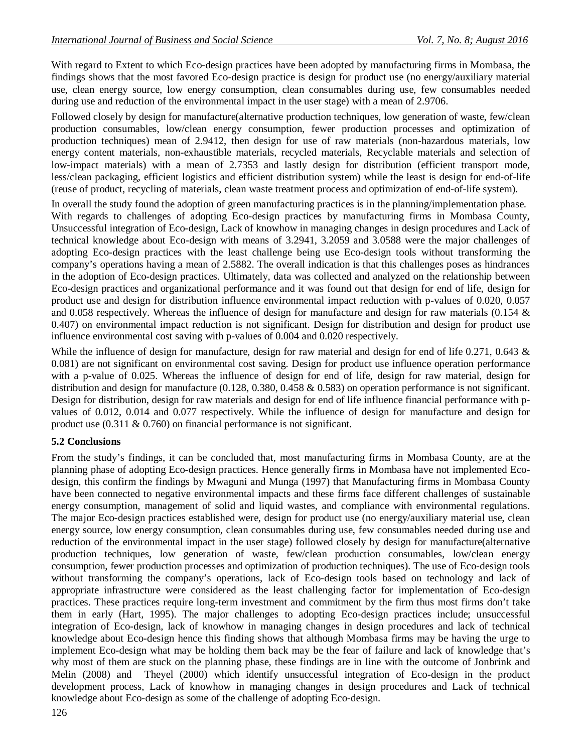With regard to Extent to which Eco-design practices have been adopted by manufacturing firms in Mombasa, the findings shows that the most favored Eco-design practice is design for product use (no energy/auxiliary material use, clean energy source, low energy consumption, clean consumables during use, few consumables needed during use and reduction of the environmental impact in the user stage) with a mean of 2.9706.

Followed closely by design for manufacture(alternative production techniques, low generation of waste, few/clean production consumables, low/clean energy consumption, fewer production processes and optimization of production techniques) mean of 2.9412, then design for use of raw materials (non-hazardous materials, low energy content materials, non-exhaustible materials, recycled materials, Recyclable materials and selection of low-impact materials) with a mean of 2.7353 and lastly design for distribution (efficient transport mode, less/clean packaging, efficient logistics and efficient distribution system) while the least is design for end-of-life (reuse of product, recycling of materials, clean waste treatment process and optimization of end-of-life system).

In overall the study found the adoption of green manufacturing practices is in the planning/implementation phase. With regards to challenges of adopting Eco-design practices by manufacturing firms in Mombasa County, Unsuccessful integration of Eco-design, Lack of knowhow in managing changes in design procedures and Lack of technical knowledge about Eco-design with means of 3.2941, 3.2059 and 3.0588 were the major challenges of adopting Eco-design practices with the least challenge being use Eco-design tools without transforming the company's operations having a mean of 2.5882. The overall indication is that this challenges poses as hindrances in the adoption of Eco-design practices. Ultimately, data was collected and analyzed on the relationship between Eco-design practices and organizational performance and it was found out that design for end of life, design for product use and design for distribution influence environmental impact reduction with p-values of 0.020, 0.057 and 0.058 respectively. Whereas the influence of design for manufacture and design for raw materials (0.154 & 0.407) on environmental impact reduction is not significant. Design for distribution and design for product use influence environmental cost saving with p-values of 0.004 and 0.020 respectively.

While the influence of design for manufacture, design for raw material and design for end of life 0.271, 0.643 & 0.081) are not significant on environmental cost saving. Design for product use influence operation performance with a p-value of 0.025. Whereas the influence of design for end of life, design for raw material, design for distribution and design for manufacture (0.128, 0.380, 0.458 & 0.583) on operation performance is not significant. Design for distribution, design for raw materials and design for end of life influence financial performance with p-values of 0.012, 0.014 and 0.077 respectively. While the influence of design for manufacture and design for product use (0.311 & 0.760) on financial performance is not significant.

### 5.2 Conclusions

From the study's findings, it can be concluded that, most manufacturing firms in Mombasa County, are at the planning phase of adopting Eco-design practices. Hence generally firms in Mombasa have not implemented Eco-design, this confirm the findings by Mwaguni and Munga (1997) that Manufacturing firms in Mombasa County have been connected to negative environmental impacts and these firms face different challenges of sustainable energy consumption, management of solid and liquid wastes, and compliance with environmental regulations. The major Eco-design practices established were, design for product use (no energy/auxiliary material use, clean energy source, low energy consumption, clean consumables during use, few consumables needed during use and reduction of the environmental impact in the user stage) followed closely by design for manufacture(alternative production techniques, low generation of waste, few/clean production consumables, low/clean energy consumption, fewer production processes and optimization of production techniques). The use of Eco-design tools without transforming the company's operations, lack of Eco-design tools based on technology and lack of appropriate infrastructure were considered as the least challenging factor for implementation of Eco-design practices. These practices require long-term investment and commitment by the firm thus most firms don't take them in early (Hart, 1995). The major challenges to adopting Eco-design practices include; unsuccessful integration of Eco-design, lack of knowhow in managing changes in design procedures and lack of technical knowledge about Eco-design hence this finding shows that although Mombasa firms may be having the urge to implement Eco-design what may be holding them back may be the fear of failure and lack of knowledge that's why most of them are stuck on the planning phase, these findings are in line with the outcome of Jonbrink and Melin (2008) and Theyel (2000) which identify unsuccessful integration of Eco-design in the product development process, Lack of knowhow in managing changes in design procedures and Lack of technical knowledge about Eco-design as some of the challenge of adopting Eco-design.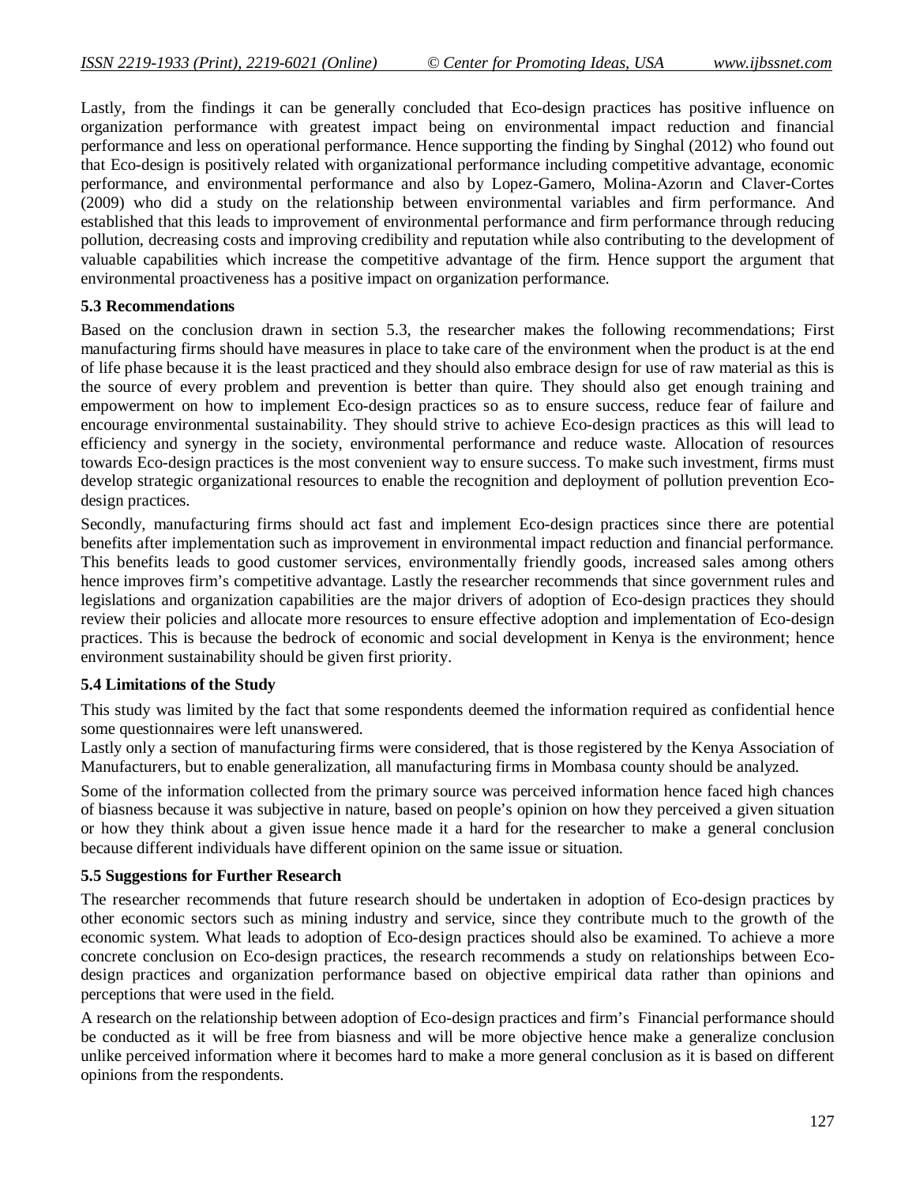Lastly, from the findings it can be generally concluded that Eco-design practices has positive influence on organization performance with greatest impact being on environmental impact reduction and financial performance and less on operational performance. Hence supporting the finding by Singhal (2012) who found out that Eco-design is positively related with organizational performance including competitive advantage, economic performance, and environmental performance and also by Lopez-Gamero, Molina-Azorın and Claver-Cortes (2009) who did a study on the relationship between environmental variables and firm performance. And established that this leads to improvement of environmental performance and firm performance through reducing pollution, decreasing costs and improving credibility and reputation while also contributing to the development of valuable capabilities which increase the competitive advantage of the firm. Hence support the argument that environmental proactiveness has a positive impact on organization performance.

### 5.3 Recommendations

Based on the conclusion drawn in section 5.3, the researcher makes the following recommendations; First manufacturing firms should have measures in place to take care of the environment when the product is at the end of life phase because it is the least practiced and they should also embrace design for use of raw material as this is the source of every problem and prevention is better than quire. They should also get enough training and empowerment on how to implement Eco-design practices so as to ensure success, reduce fear of failure and encourage environmental sustainability. They should strive to achieve Eco-design practices as this will lead to efficiency and synergy in the society, environmental performance and reduce waste. Allocation of resources towards Eco-design practices is the most convenient way to ensure success. To make such investment, firms must develop strategic organizational resources to enable the recognition and deployment of pollution prevention Eco-design practices.

Secondly, manufacturing firms should act fast and implement Eco-design practices since there are potential benefits after implementation such as improvement in environmental impact reduction and financial performance. This benefits leads to good customer services, environmentally friendly goods, increased sales among others hence improves firm's competitive advantage. Lastly the researcher recommends that since government rules and legislations and organization capabilities are the major drivers of adoption of Eco-design practices they should review their policies and allocate more resources to ensure effective adoption and implementation of Eco-design practices. This is because the bedrock of economic and social development in Kenya is the environment; hence environment sustainability should be given first priority.

### 5.4 Limitations of the Study

This study was limited by the fact that some respondents deemed the information required as confidential hence some questionnaires were left unanswered.

Lastly only a section of manufacturing firms were considered, that is those registered by the Kenya Association of Manufacturers, but to enable generalization, all manufacturing firms in Mombasa county should be analyzed.

Some of the information collected from the primary source was perceived information hence faced high chances of biasness because it was subjective in nature, based on people's opinion on how they perceived a given situation or how they think about a given issue hence made it a hard for the researcher to make a general conclusion because different individuals have different opinion on the same issue or situation.

### 5.5 Suggestions for Further Research

The researcher recommends that future research should be undertaken in adoption of Eco-design practices by other economic sectors such as mining industry and service, since they contribute much to the growth of the economic system. What leads to adoption of Eco-design practices should also be examined. To achieve a more concrete conclusion on Eco-design practices, the research recommends a study on relationships between Eco-design practices and organization performance based on objective empirical data rather than opinions and perceptions that were used in the field.

A research on the relationship between adoption of Eco-design practices and firm's Financial performance should be conducted as it will be free from biasness and will be more objective hence make a generalize conclusion unlike perceived information where it becomes hard to make a more general conclusion as it is based on different opinions from the respondents.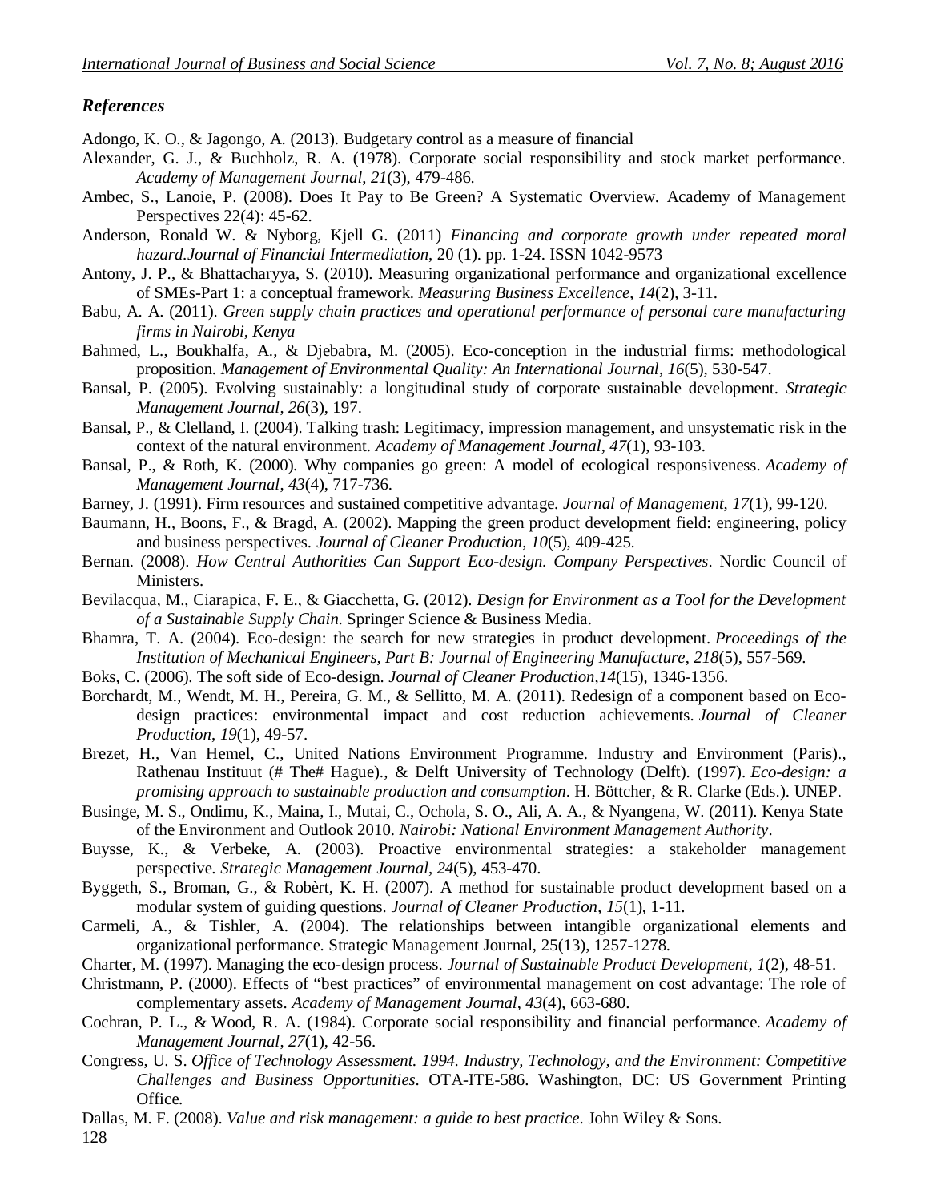## *References*

Adongo, K. O., & Jagongo, A. (2013). Budgetary control as a measure of financial

Alexander, G. J., & Buchholz, R. A. (1978). Corporate social responsibility and stock market performance. *Academy of Management Journal*, *21*(3), 479-486.

Ambec, S., Lanoie, P. (2008). Does It Pay to Be Green? A Systematic Overview. Academy of Management Perspectives 22(4): 45-62.

Anderson, Ronald W. & Nyborg, Kjell G. (2011) *Financing and corporate growth under repeated moral hazard.Journal of Financial Intermediation*, 20 (1). pp. 1-24. ISSN 1042-9573

Antony, J. P., & Bhattacharyya, S. (2010). Measuring organizational performance and organizational excellence of SMEs-Part 1: a conceptual framework. *Measuring Business Excellence*, *14*(2), 3-11.

Babu, A. A. (2011). *Green supply chain practices and operational performance of personal care manufacturing firms in Nairobi, Kenya*

Bahmed, L., Boukhalfa, A., & Djebabra, M. (2005). Eco-conception in the industrial firms: methodological proposition. *Management of Environmental Quality: An International Journal*, *16*(5), 530-547.

Bansal, P. (2005). Evolving sustainably: a longitudinal study of corporate sustainable development. *Strategic Management Journal*, *26*(3), 197.

Bansal, P., & Clelland, I. (2004). Talking trash: Legitimacy, impression management, and unsystematic risk in the context of the natural environment. *Academy of Management Journal*, *47*(1), 93-103.

Bansal, P., & Roth, K. (2000). Why companies go green: A model of ecological responsiveness. *Academy of Management Journal*, *43*(4), 717-736.

Barney, J. (1991). Firm resources and sustained competitive advantage. *Journal of Management*, *17*(1), 99-120.

Baumann, H., Boons, F., & Bragd, A. (2002). Mapping the green product development field: engineering, policy and business perspectives. *Journal of Cleaner Production*, *10*(5), 409-425.

Bernan. (2008). *How Central Authorities Can Support Eco-design. Company Perspectives*. Nordic Council of Ministers.

Bevilacqua, M., Ciarapica, F. E., & Giacchetta, G. (2012). *Design for Environment as a Tool for the Development of a Sustainable Supply Chain*. Springer Science & Business Media.

Bhamra, T. A. (2004). Eco-design: the search for new strategies in product development. *Proceedings of the Institution of Mechanical Engineers, Part B: Journal of Engineering Manufacture*, *218*(5), 557-569.

Boks, C. (2006). The soft side of Eco-design. *Journal of Cleaner Production*,*14*(15), 1346-1356.

Borchardt, M., Wendt, M. H., Pereira, G. M., & Sellitto, M. A. (2011). Redesign of a component based on Eco-design practices: environmental impact and cost reduction achievements. *Journal of Cleaner Production*, *19*(1), 49-57.

Brezet, H., Van Hemel, C., United Nations Environment Programme. Industry and Environment (Paris)., Rathenau Instituut (# The# Hague)., & Delft University of Technology (Delft). (1997). *Eco-design: a promising approach to sustainable production and consumption*. H. Böttcher, & R. Clarke (Eds.). UNEP.

Businge, M. S., Ondimu, K., Maina, I., Mutai, C., Ochola, S. O., Ali, A. A., & Nyangena, W. (2011). Kenya State of the Environment and Outlook 2010. *Nairobi: National Environment Management Authority*.

Buysse, K., & Verbeke, A. (2003). Proactive environmental strategies: a stakeholder management perspective. *Strategic Management Journal*, *24*(5), 453-470.

Byggeth, S., Broman, G., & Robèrt, K. H. (2007). A method for sustainable product development based on a modular system of guiding questions. *Journal of Cleaner Production*, *15*(1), 1-11.

Carmeli, A., & Tishler, A. (2004). The relationships between intangible organizational elements and organizational performance. Strategic Management Journal, 25(13), 1257-1278.

Charter, M. (1997). Managing the eco-design process. *Journal of Sustainable Product Development*, *1*(2), 48-51.

Christmann, P. (2000). Effects of "best practices" of environmental management on cost advantage: The role of complementary assets. *Academy of Management Journal*, *43*(4), 663-680.

Cochran, P. L., & Wood, R. A. (1984). Corporate social responsibility and financial performance. *Academy of Management Journal*, *27*(1), 42-56.

Congress, U. S. *Office of Technology Assessment. 1994. Industry, Technology, and the Environment: Competitive Challenges and Business Opportunities*. OTA-ITE-586. Washington, DC: US Government Printing Office.

Dallas, M. F. (2008). *Value and risk management: a guide to best practice*. John Wiley & Sons.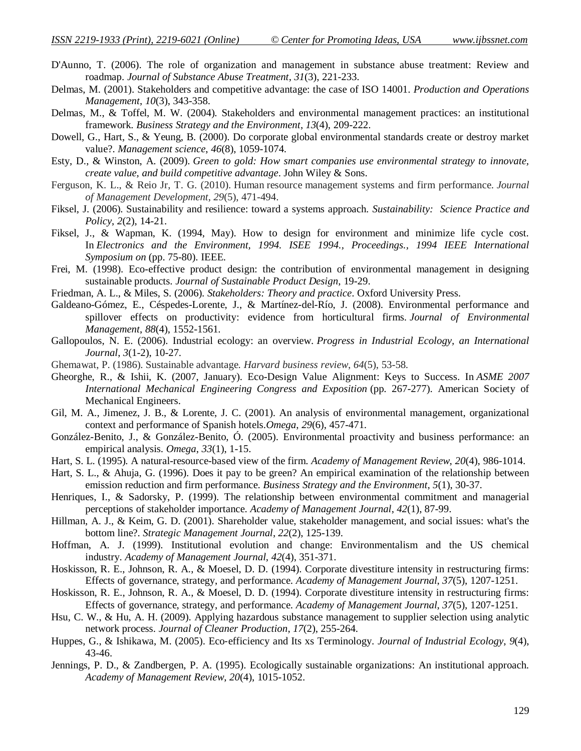D'Aunno, T. (2006). The role of organization and management in substance abuse treatment: Review and roadmap. *Journal of Substance Abuse Treatment*, *31*(3), 221-233.

Delmas, M. (2001). Stakeholders and competitive advantage: the case of ISO 14001. *Production and Operations Management*, *10*(3), 343-358.

Delmas, M., & Toffel, M. W. (2004). Stakeholders and environmental management practices: an institutional framework. *Business Strategy and the Environment*, *13*(4), 209-222.

Dowell, G., Hart, S., & Yeung, B. (2000). Do corporate global environmental standards create or destroy market value?. *Management science*, *46*(8), 1059-1074.

Esty, D., & Winston, A. (2009). *Green to gold: How smart companies use environmental strategy to innovate, create value, and build competitive advantage*. John Wiley & Sons.

Ferguson, K. L., & Reio Jr, T. G. (2010). Human resource management systems and firm performance. *Journal of Management Development*, *29*(5), 471-494.

Fiksel, J. (2006). Sustainability and resilience: toward a systems approach. *Sustainability: Science Practice and Policy*, *2*(2), 14-21.

Fiksel, J., & Wapman, K. (1994, May). How to design for environment and minimize life cycle cost. In *Electronics and the Environment, 1994. ISEE 1994., Proceedings., 1994 IEEE International Symposium on* (pp. 75-80). IEEE.

Frei, M. (1998). Eco-effective product design: the contribution of environmental management in designing sustainable products. *Journal of Sustainable Product Design*, 19-29.

Friedman, A. L., & Miles, S. (2006). *Stakeholders: Theory and practice*. Oxford University Press.

Galdeano-Gómez, E., Céspedes-Lorente, J., & Martínez-del-Río, J. (2008). Environmental performance and spillover effects on productivity: evidence from horticultural firms. *Journal of Environmental Management*, *88*(4), 1552-1561.

Gallopoulos, N. E. (2006). Industrial ecology: an overview. *Progress in Industrial Ecology, an International Journal*, *3*(1-2), 10-27.

Ghemawat, P. (1986). Sustainable advantage. *Harvard business review*, *64*(5), 53-58.

Gheorghe, R., & Ishii, K. (2007, January). Eco-Design Value Alignment: Keys to Success. In *ASME 2007 International Mechanical Engineering Congress and Exposition* (pp. 267-277). American Society of Mechanical Engineers.

Gil, M. A., Jimenez, J. B., & Lorente, J. C. (2001). An analysis of environmental management, organizational context and performance of Spanish hotels.*Omega*, *29*(6), 457-471.

González-Benito, J., & González-Benito, Ó. (2005). Environmental proactivity and business performance: an empirical analysis. *Omega*, *33*(1), 1-15.

Hart, S. L. (1995). A natural-resource-based view of the firm. *Academy of Management Review*, *20*(4), 986-1014.

Hart, S. L., & Ahuja, G. (1996). Does it pay to be green? An empirical examination of the relationship between emission reduction and firm performance. *Business Strategy and the Environment*, *5*(1), 30-37.

Henriques, I., & Sadorsky, P. (1999). The relationship between environmental commitment and managerial perceptions of stakeholder importance. *Academy of Management Journal*, *42*(1), 87-99.

Hillman, A. J., & Keim, G. D. (2001). Shareholder value, stakeholder management, and social issues: what's the bottom line?. *Strategic Management Journal*, *22*(2), 125-139.

Hoffman, A. J. (1999). Institutional evolution and change: Environmentalism and the US chemical industry. *Academy of Management Journal*, *42*(4), 351-371.

Hoskisson, R. E., Johnson, R. A., & Moesel, D. D. (1994). Corporate divestiture intensity in restructuring firms: Effects of governance, strategy, and performance. *Academy of Management Journal*, *37*(5), 1207-1251.

Hoskisson, R. E., Johnson, R. A., & Moesel, D. D. (1994). Corporate divestiture intensity in restructuring firms: Effects of governance, strategy, and performance. *Academy of Management Journal*, *37*(5), 1207-1251.

Hsu, C. W., & Hu, A. H. (2009). Applying hazardous substance management to supplier selection using analytic network process. *Journal of Cleaner Production*, *17*(2), 255-264.

Huppes, G., & Ishikawa, M. (2005). Eco‐efficiency and Its xs Terminology. *Journal of Industrial Ecology*, *9*(4), 43-46.

Jennings, P. D., & Zandbergen, P. A. (1995). Ecologically sustainable organizations: An institutional approach. *Academy of Management Review*, *20*(4), 1015-1052.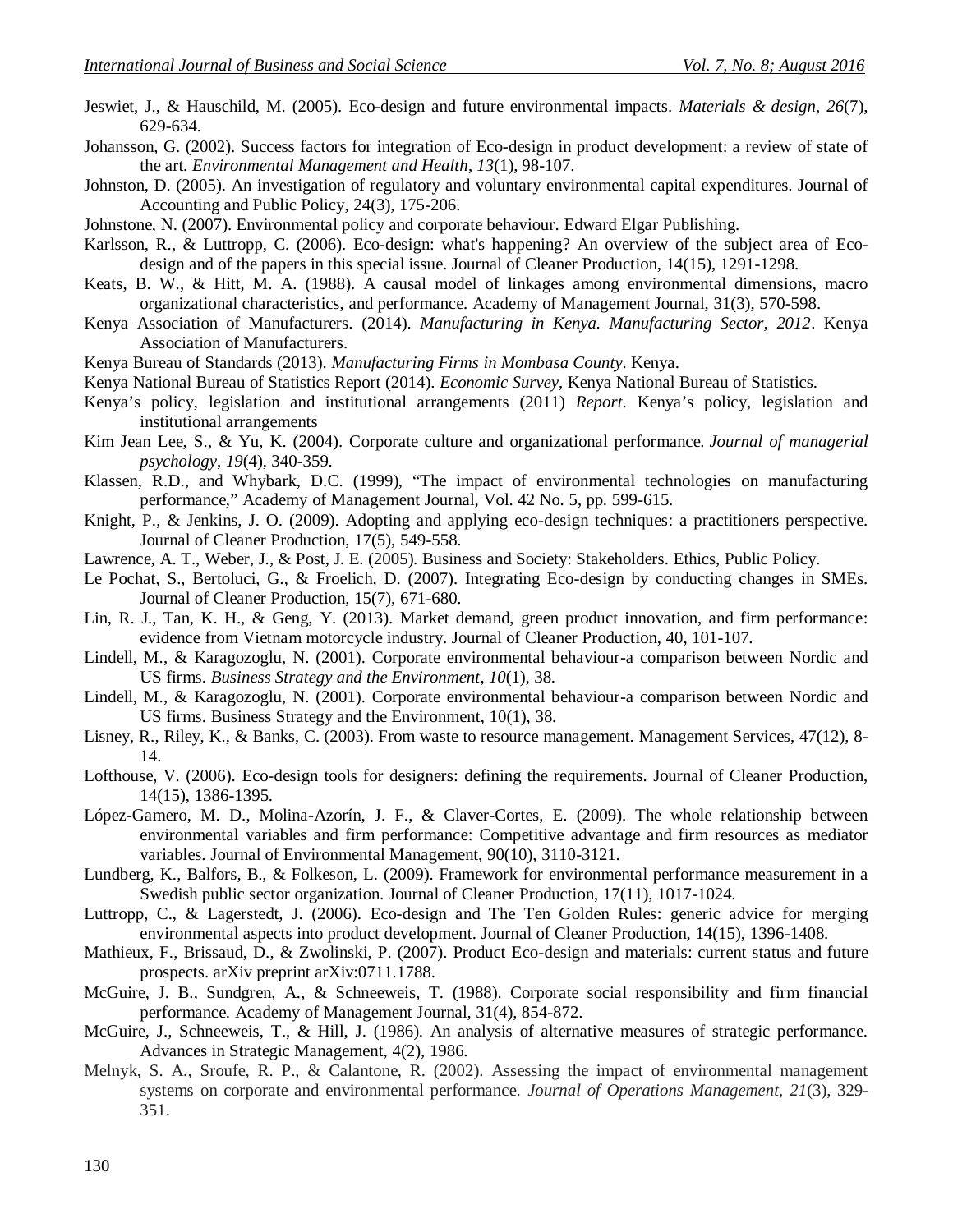Jeswiet, J., & Hauschild, M. (2005). Eco-design and future environmental impacts. *Materials & design*, *26*(7), 629-634.

Johansson, G. (2002). Success factors for integration of Eco-design in product development: a review of state of the art. *Environmental Management and Health*, *13*(1), 98-107.

Johnston, D. (2005). An investigation of regulatory and voluntary environmental capital expenditures. Journal of Accounting and Public Policy, 24(3), 175-206.

Johnstone, N. (2007). Environmental policy and corporate behaviour. Edward Elgar Publishing.

Karlsson, R., & Luttropp, C. (2006). Eco-design: what's happening? An overview of the subject area of Eco-design and of the papers in this special issue. Journal of Cleaner Production, 14(15), 1291-1298.

Keats, B. W., & Hitt, M. A. (1988). A causal model of linkages among environmental dimensions, macro organizational characteristics, and performance. Academy of Management Journal, 31(3), 570-598.

Kenya Association of Manufacturers. (2014). *Manufacturing in Kenya. Manufacturing Sector, 2012*. Kenya Association of Manufacturers.

Kenya Bureau of Standards (2013). *Manufacturing Firms in Mombasa County*. Kenya.

Kenya National Bureau of Statistics Report (2014). *Economic Survey*, Kenya National Bureau of Statistics.

Kenya's policy, legislation and institutional arrangements (2011) *Report*. Kenya's policy, legislation and institutional arrangements

Kim Jean Lee, S., & Yu, K. (2004). Corporate culture and organizational performance. *Journal of managerial psychology*, *19*(4), 340-359.

Klassen, R.D., and Whybark, D.C. (1999), "The impact of environmental technologies on manufacturing performance," Academy of Management Journal, Vol. 42 No. 5, pp. 599-615.

Knight, P., & Jenkins, J. O. (2009). Adopting and applying eco-design techniques: a practitioners perspective. Journal of Cleaner Production, 17(5), 549-558.

Lawrence, A. T., Weber, J., & Post, J. E. (2005). Business and Society: Stakeholders. Ethics, Public Policy.

Le Pochat, S., Bertoluci, G., & Froelich, D. (2007). Integrating Eco-design by conducting changes in SMEs. Journal of Cleaner Production, 15(7), 671-680.

Lin, R. J., Tan, K. H., & Geng, Y. (2013). Market demand, green product innovation, and firm performance: evidence from Vietnam motorcycle industry. Journal of Cleaner Production, 40, 101-107.

Lindell, M., & Karagozoglu, N. (2001). Corporate environmental behaviour-a comparison between Nordic and US firms. *Business Strategy and the Environment*, *10*(1), 38.

Lindell, M., & Karagozoglu, N. (2001). Corporate environmental behaviour-a comparison between Nordic and US firms. Business Strategy and the Environment, 10(1), 38.

Lisney, R., Riley, K., & Banks, C. (2003). From waste to resource management. Management Services, 47(12), 8-14.

Lofthouse, V. (2006). Eco-design tools for designers: defining the requirements. Journal of Cleaner Production, 14(15), 1386-1395.

López-Gamero, M. D., Molina-Azorín, J. F., & Claver-Cortes, E. (2009). The whole relationship between environmental variables and firm performance: Competitive advantage and firm resources as mediator variables. Journal of Environmental Management, 90(10), 3110-3121.

Lundberg, K., Balfors, B., & Folkeson, L. (2009). Framework for environmental performance measurement in a Swedish public sector organization. Journal of Cleaner Production, 17(11), 1017-1024.

Luttropp, C., & Lagerstedt, J. (2006). Eco-design and The Ten Golden Rules: generic advice for merging environmental aspects into product development. Journal of Cleaner Production, 14(15), 1396-1408.

Mathieux, F., Brissaud, D., & Zwolinski, P. (2007). Product Eco-design and materials: current status and future prospects. arXiv preprint arXiv:0711.1788.

McGuire, J. B., Sundgren, A., & Schneeweis, T. (1988). Corporate social responsibility and firm financial performance. Academy of Management Journal, 31(4), 854-872.

McGuire, J., Schneeweis, T., & Hill, J. (1986). An analysis of alternative measures of strategic performance. Advances in Strategic Management, 4(2), 1986.

Melnyk, S. A., Sroufe, R. P., & Calantone, R. (2002). Assessing the impact of environmental management systems on corporate and environmental performance. *Journal of Operations Management*, *21*(3), 329-351.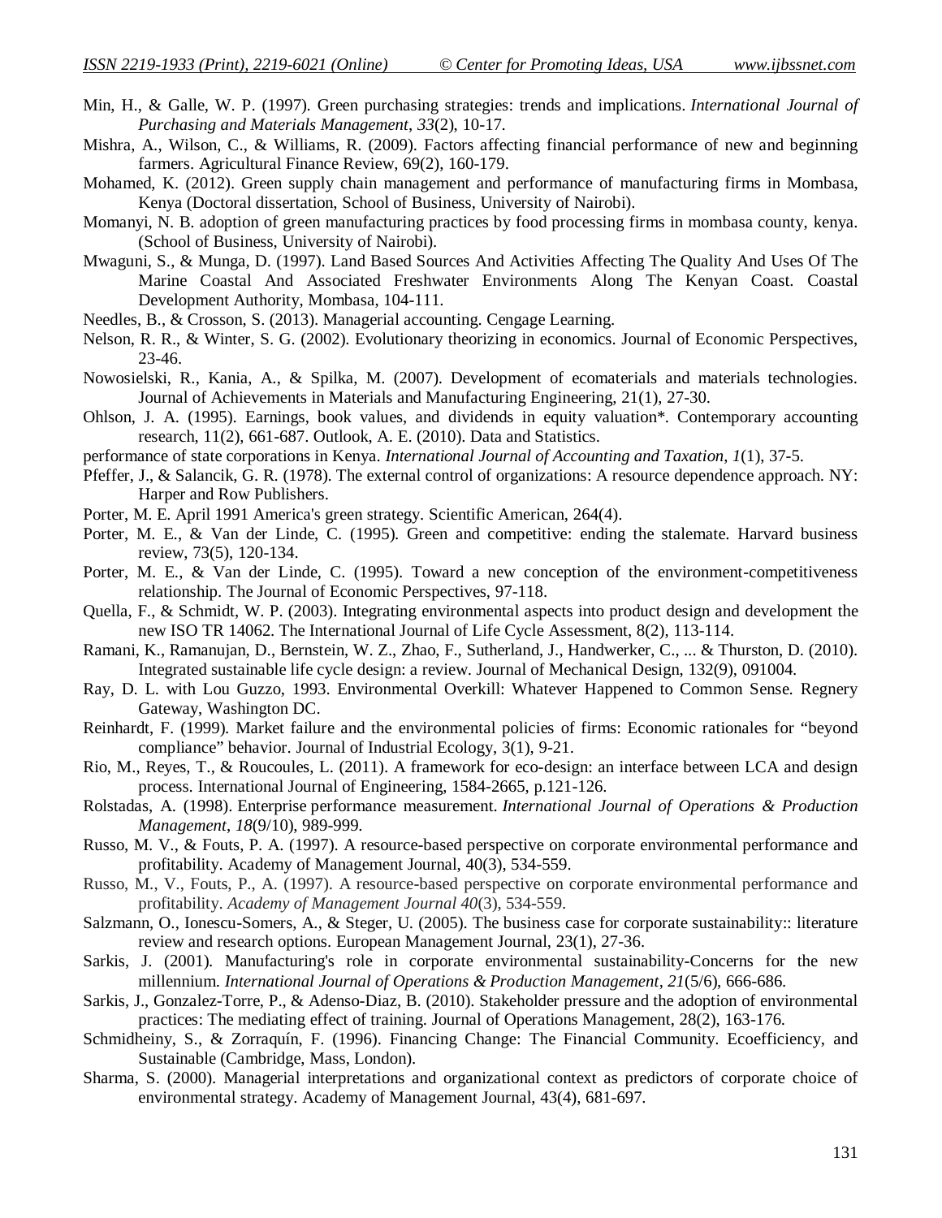Min, H., & Galle, W. P. (1997). Green purchasing strategies: trends and implications. *International Journal of Purchasing and Materials Management*, *33*(2), 10-17.

Mishra, A., Wilson, C., & Williams, R. (2009). Factors affecting financial performance of new and beginning farmers. Agricultural Finance Review, 69(2), 160-179.

Mohamed, K. (2012). Green supply chain management and performance of manufacturing firms in Mombasa, Kenya (Doctoral dissertation, School of Business, University of Nairobi).

Momanyi, N. B. adoption of green manufacturing practices by food processing firms in mombasa county, kenya. (School of Business, University of Nairobi).

Mwaguni, S., & Munga, D. (1997). Land Based Sources And Activities Affecting The Quality And Uses Of The Marine Coastal And Associated Freshwater Environments Along The Kenyan Coast. Coastal Development Authority, Mombasa, 104-111.

Needles, B., & Crosson, S. (2013). Managerial accounting. Cengage Learning.

Nelson, R. R., & Winter, S. G. (2002). Evolutionary theorizing in economics. Journal of Economic Perspectives, 23-46.

Nowosielski, R., Kania, A., & Spilka, M. (2007). Development of ecomaterials and materials technologies. Journal of Achievements in Materials and Manufacturing Engineering, 21(1), 27-30.

Ohlson, J. A. (1995). Earnings, book values, and dividends in equity valuation*. Contemporary accounting research, 11(2), 661-687. Outlook, A. E. (2010). Data and Statistics.

performance of state corporations in Kenya. *International Journal of Accounting and Taxation*, *1*(1), 37-5.

Pfeffer, J., & Salancik, G. R. (1978). The external control of organizations: A resource dependence approach. NY: Harper and Row Publishers.

Porter, M. E. April 1991 America's green strategy. Scientific American, 264(4).

Porter, M. E., & Van der Linde, C. (1995). Green and competitive: ending the stalemate. Harvard business review, 73(5), 120-134.

Porter, M. E., & Van der Linde, C. (1995). Toward a new conception of the environment-competitiveness relationship. The Journal of Economic Perspectives, 97-118.

Quella, F., & Schmidt, W. P. (2003). Integrating environmental aspects into product design and development the new ISO TR 14062. The International Journal of Life Cycle Assessment, 8(2), 113-114.

Ramani, K., Ramanujan, D., Bernstein, W. Z., Zhao, F., Sutherland, J., Handwerker, C., ... & Thurston, D. (2010). Integrated sustainable life cycle design: a review. Journal of Mechanical Design, 132(9), 091004.

Ray, D. L. with Lou Guzzo, 1993. Environmental Overkill: Whatever Happened to Common Sense. Regnery Gateway, Washington DC.

Reinhardt, F. (1999). Market failure and the environmental policies of firms: Economic rationales for "beyond compliance" behavior. Journal of Industrial Ecology, 3(1), 9-21.

Rio, M., Reyes, T., & Roucoules, L. (2011). A framework for eco-design: an interface between LCA and design process. International Journal of Engineering, 1584-2665, p.121-126.

Rolstadas, A. (1998). Enterprise performance measurement. *International Journal of Operations & Production Management*, *18*(9/10), 989-999.

Russo, M. V., & Fouts, P. A. (1997). A resource-based perspective on corporate environmental performance and profitability. Academy of Management Journal, 40(3), 534-559.

Russo, M., V., Fouts, P., A. (1997). A resource-based perspective on corporate environmental performance and profitability. *Academy of Management Journal 40*(3), 534-559.

Salzmann, O., Ionescu-Somers, A., & Steger, U. (2005). The business case for corporate sustainability:: literature review and research options. European Management Journal, 23(1), 27-36.

Sarkis, J. (2001). Manufacturing's role in corporate environmental sustainability-Concerns for the new millennium. *International Journal of Operations & Production Management*, *21*(5/6), 666-686.

Sarkis, J., Gonzalez-Torre, P., & Adenso-Diaz, B. (2010). Stakeholder pressure and the adoption of environmental practices: The mediating effect of training. Journal of Operations Management, 28(2), 163-176.

Schmidheiny, S., & Zorraquín, F. (1996). Financing Change: The Financial Community. Ecoefficiency, and Sustainable (Cambridge, Mass, London).

Sharma, S. (2000). Managerial interpretations and organizational context as predictors of corporate choice of environmental strategy. Academy of Management Journal, 43(4), 681-697.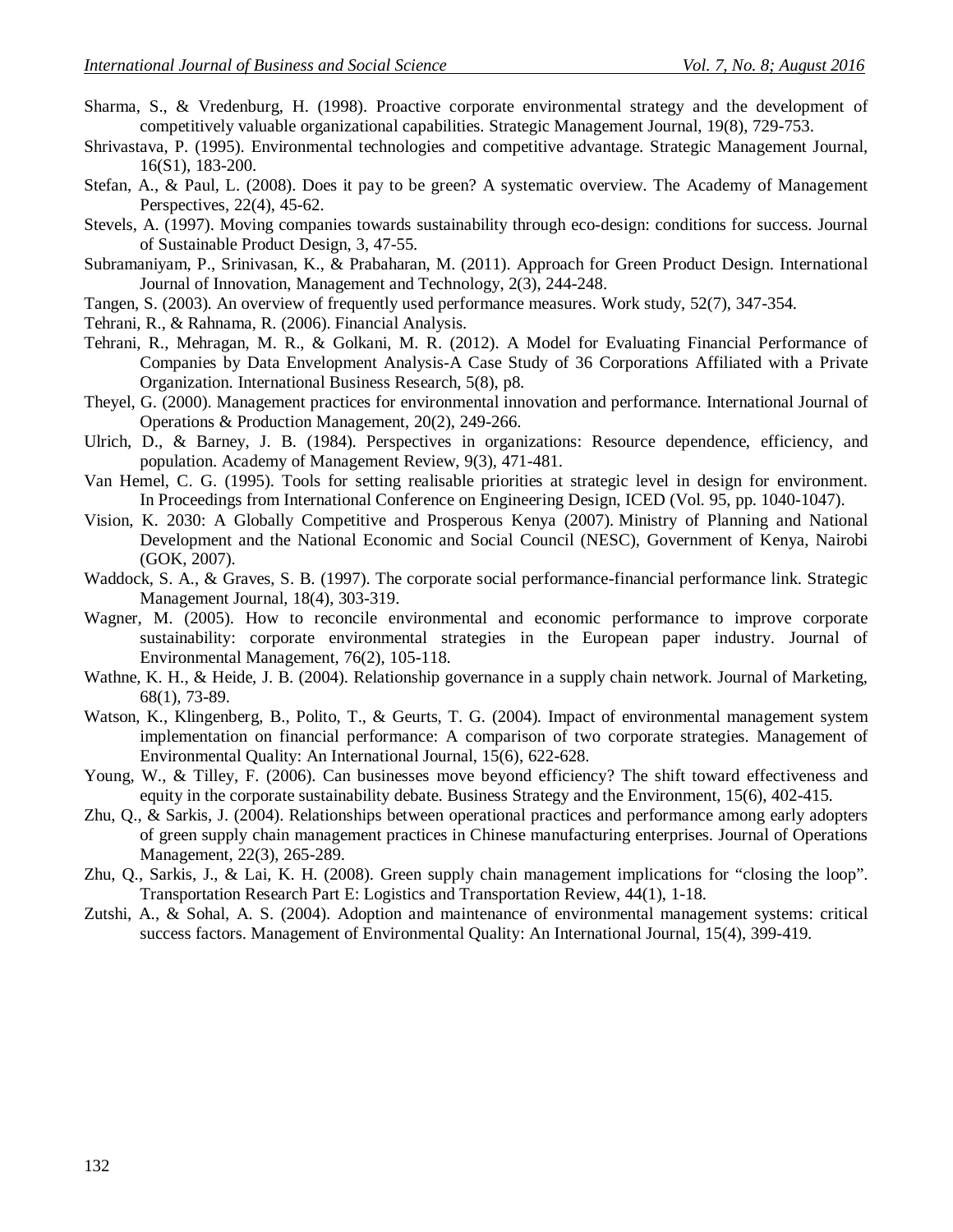Sharma, S., & Vredenburg, H. (1998). Proactive corporate environmental strategy and the development of competitively valuable organizational capabilities. Strategic Management Journal, 19(8), 729-753.

Shrivastava, P. (1995). Environmental technologies and competitive advantage. Strategic Management Journal, 16(S1), 183-200.

Stefan, A., & Paul, L. (2008). Does it pay to be green? A systematic overview. The Academy of Management Perspectives, 22(4), 45-62.

Stevels, A. (1997). Moving companies towards sustainability through eco-design: conditions for success. Journal of Sustainable Product Design, 3, 47-55.

Subramaniyam, P., Srinivasan, K., & Prabaharan, M. (2011). Approach for Green Product Design. International Journal of Innovation, Management and Technology, 2(3), 244-248.

Tangen, S. (2003). An overview of frequently used performance measures. Work study, 52(7), 347-354.

Tehrani, R., & Rahnama, R. (2006). Financial Analysis.

Tehrani, R., Mehragan, M. R., & Golkani, M. R. (2012). A Model for Evaluating Financial Performance of Companies by Data Envelopment Analysis-A Case Study of 36 Corporations Affiliated with a Private Organization. International Business Research, 5(8), p8.

Theyel, G. (2000). Management practices for environmental innovation and performance. International Journal of Operations & Production Management, 20(2), 249-266.

Ulrich, D., & Barney, J. B. (1984). Perspectives in organizations: Resource dependence, efficiency, and population. Academy of Management Review, 9(3), 471-481.

Van Hemel, C. G. (1995). Tools for setting realisable priorities at strategic level in design for environment. In Proceedings from International Conference on Engineering Design, ICED (Vol. 95, pp. 1040-1047).

Vision, K. 2030: A Globally Competitive and Prosperous Kenya (2007). Ministry of Planning and National Development and the National Economic and Social Council (NESC), Government of Kenya, Nairobi (GOK, 2007).

Waddock, S. A., & Graves, S. B. (1997). The corporate social performance-financial performance link. Strategic Management Journal, 18(4), 303-319.

Wagner, M. (2005). How to reconcile environmental and economic performance to improve corporate sustainability: corporate environmental strategies in the European paper industry. Journal of Environmental Management, 76(2), 105-118.

Wathne, K. H., & Heide, J. B. (2004). Relationship governance in a supply chain network. Journal of Marketing, 68(1), 73-89.

Watson, K., Klingenberg, B., Polito, T., & Geurts, T. G. (2004). Impact of environmental management system implementation on financial performance: A comparison of two corporate strategies. Management of Environmental Quality: An International Journal, 15(6), 622-628.

Young, W., & Tilley, F. (2006). Can businesses move beyond efficiency? The shift toward effectiveness and equity in the corporate sustainability debate. Business Strategy and the Environment, 15(6), 402-415.

Zhu, Q., & Sarkis, J. (2004). Relationships between operational practices and performance among early adopters of green supply chain management practices in Chinese manufacturing enterprises. Journal of Operations Management, 22(3), 265-289.

Zhu, Q., Sarkis, J., & Lai, K. H. (2008). Green supply chain management implications for "closing the loop". Transportation Research Part E: Logistics and Transportation Review, 44(1), 1-18.

Zutshi, A., & Sohal, A. S. (2004). Adoption and maintenance of environmental management systems: critical success factors. Management of Environmental Quality: An International Journal, 15(4), 399-419.